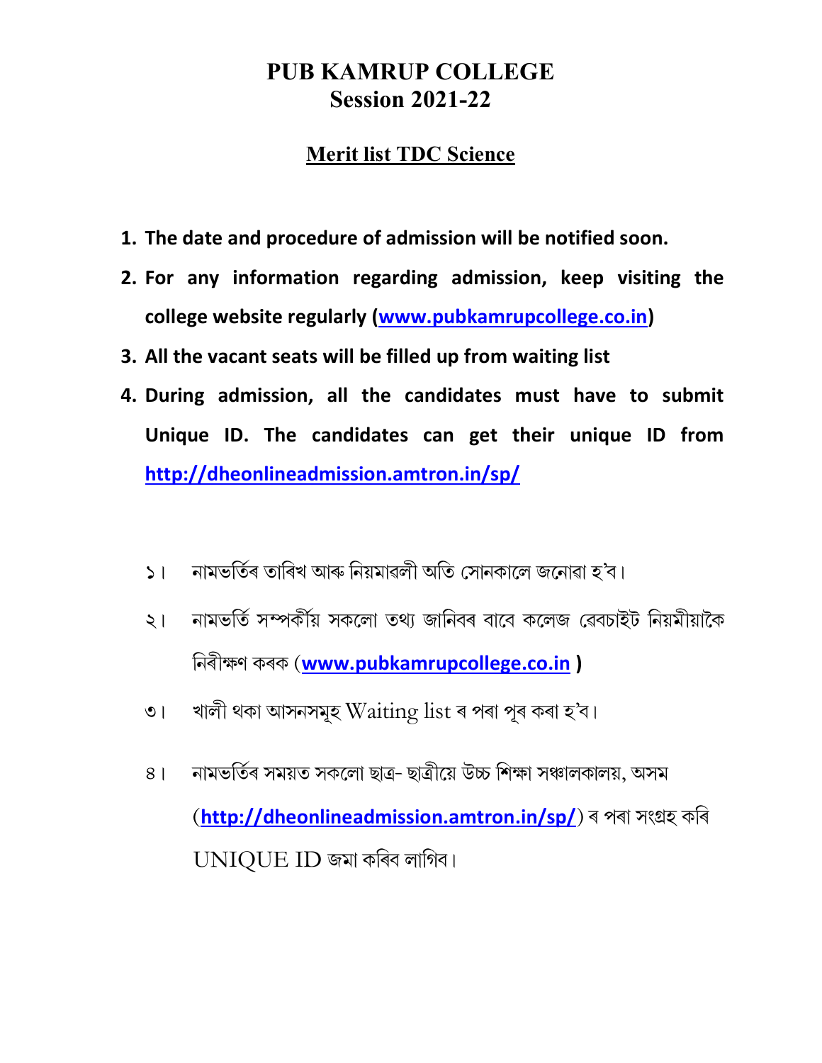# PUB KAMRUP COLLEGE
# Session 2021-22

## Merit list TDC Science

1. **The date and procedure of admission will be notified soon.**
2. **For any information regarding admission, keep visiting the college website regularly ([www.pubkamrupcollege.co.in](http://www.pubkamrupcollege.co.in))**
3. **All the vacant seats will be filled up from waiting list**
4. **During admission, all the candidates must have to submit Unique ID. The candidates can get their unique ID from [http://dheonlineadmission.amtron.in/sp/](http://dheonlineadmission.amtron.in/sp/)**

১। নামভৰ্তিৰ তাৰিখ আৰু নিয়মাৱলী অতি সোনকালে জনোৱা হ'ব।

২। নামভৰ্তি সম্পৰ্কীয় সকলো তথ্য জানিবৰ বাবে কলেজ ৱেবচাইট নিয়মীয়াকৈ নিৰীক্ষণ কৰক (**[www.pubkamrupcollege.co.in](http://www.pubkamrupcollege.co.in)** )

৩। খালী থকা আসনসমূহ Waiting list ৰ পৰা পূৰ কৰা হ'ব।

৪। নামভৰ্তিৰ সময়ত সকলো ছাত্ৰ- ছাত্ৰীয়ে উচ্চ শিক্ষা সঞ্চালকালয়, অসম (**[http://dheonlineadmission.amtron.in/sp/](http://dheonlineadmission.amtron.in/sp/)**) ৰ পৰা সংগ্ৰহ কৰি UNIQUE ID জমা কৰিব লাগিব।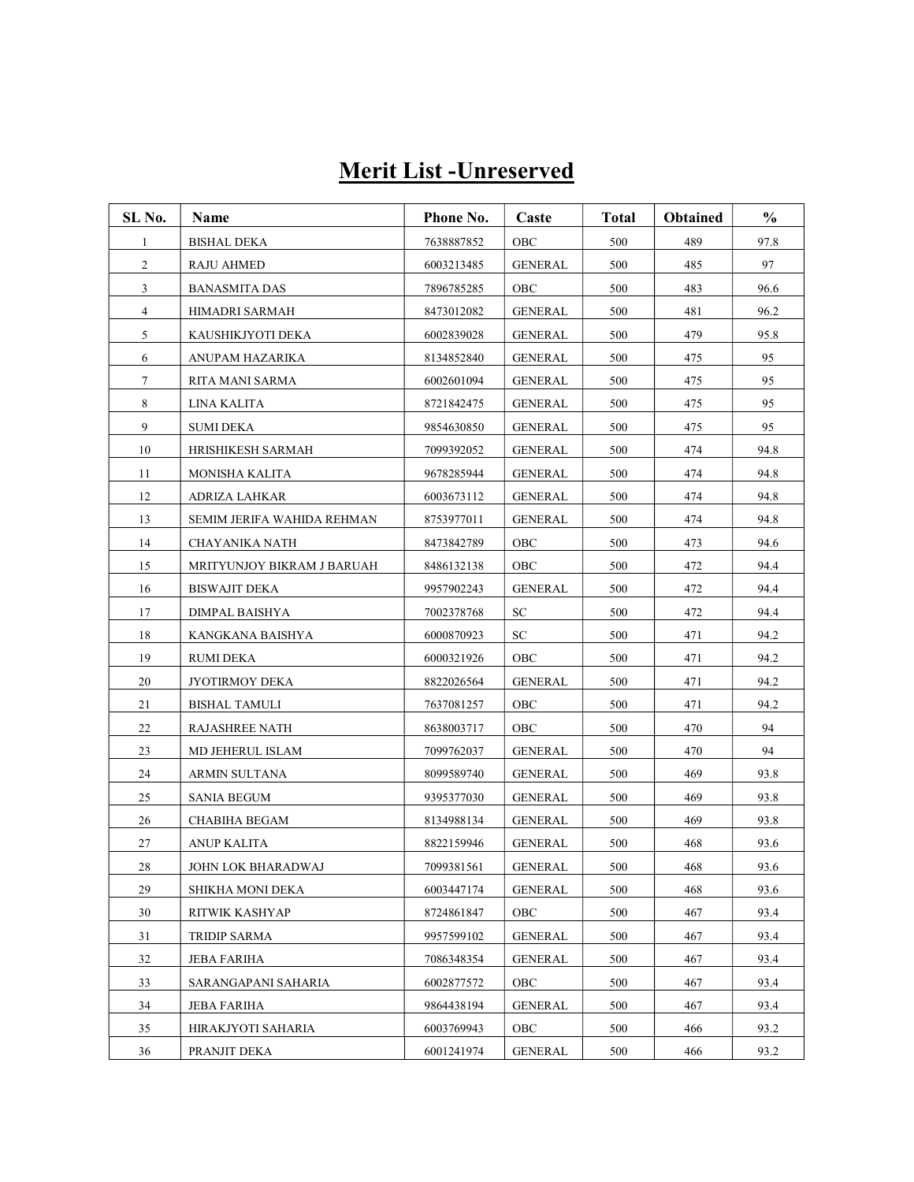# Merit List -Unreserved

| SL No. | Name | Phone No. | Caste | Total | Obtained | % |
|---|---|---|---|---|---|---|
| 1 | BISHAL DEKA | 7638887852 | OBC | 500 | 489 | 97.8 |
| 2 | RAJU AHMED | 6003213485 | GENERAL | 500 | 485 | 97 |
| 3 | BANASMITA DAS | 7896785285 | OBC | 500 | 483 | 96.6 |
| 4 | HIMADRI SARMAH | 8473012082 | GENERAL | 500 | 481 | 96.2 |
| 5 | KAUSHIKJYOTI DEKA | 6002839028 | GENERAL | 500 | 479 | 95.8 |
| 6 | ANUPAM HAZARIKA | 8134852840 | GENERAL | 500 | 475 | 95 |
| 7 | RITA MANI SARMA | 6002601094 | GENERAL | 500 | 475 | 95 |
| 8 | LINA KALITA | 8721842475 | GENERAL | 500 | 475 | 95 |
| 9 | SUMI DEKA | 9854630850 | GENERAL | 500 | 475 | 95 |
| 10 | HRISHIKESH SARMAH | 7099392052 | GENERAL | 500 | 474 | 94.8 |
| 11 | MONISHA KALITA | 9678285944 | GENERAL | 500 | 474 | 94.8 |
| 12 | ADRIZA LAHKAR | 6003673112 | GENERAL | 500 | 474 | 94.8 |
| 13 | SEMIM JERIFA WAHIDA REHMAN | 8753977011 | GENERAL | 500 | 474 | 94.8 |
| 14 | CHAYANIKA NATH | 8473842789 | OBC | 500 | 473 | 94.6 |
| 15 | MRITYUNJOY BIKRAM J BARUAH | 8486132138 | OBC | 500 | 472 | 94.4 |
| 16 | BISWAJIT DEKA | 9957902243 | GENERAL | 500 | 472 | 94.4 |
| 17 | DIMPAL BAISHYA | 7002378768 | SC | 500 | 472 | 94.4 |
| 18 | KANGKANA BAISHYA | 6000870923 | SC | 500 | 471 | 94.2 |
| 19 | RUMI DEKA | 6000321926 | OBC | 500 | 471 | 94.2 |
| 20 | JYOTIRMOY DEKA | 8822026564 | GENERAL | 500 | 471 | 94.2 |
| 21 | BISHAL TAMULI | 7637081257 | OBC | 500 | 471 | 94.2 |
| 22 | RAJASHREE NATH | 8638003717 | OBC | 500 | 470 | 94 |
| 23 | MD JEHERUL ISLAM | 7099762037 | GENERAL | 500 | 470 | 94 |
| 24 | ARMIN SULTANA | 8099589740 | GENERAL | 500 | 469 | 93.8 |
| 25 | SANIA BEGUM | 9395377030 | GENERAL | 500 | 469 | 93.8 |
| 26 | CHABIHA BEGAM | 8134988134 | GENERAL | 500 | 469 | 93.8 |
| 27 | ANUP KALITA | 8822159946 | GENERAL | 500 | 468 | 93.6 |
| 28 | JOHN LOK BHARADWAJ | 7099381561 | GENERAL | 500 | 468 | 93.6 |
| 29 | SHIKHA MONI DEKA | 6003447174 | GENERAL | 500 | 468 | 93.6 |
| 30 | RITWIK KASHYAP | 8724861847 | OBC | 500 | 467 | 93.4 |
| 31 | TRIDIP SARMA | 9957599102 | GENERAL | 500 | 467 | 93.4 |
| 32 | JEBA FARIHA | 7086348354 | GENERAL | 500 | 467 | 93.4 |
| 33 | SARANGAPANI SAHARIA | 6002877572 | OBC | 500 | 467 | 93.4 |
| 34 | JEBA FARIHA | 9864438194 | GENERAL | 500 | 467 | 93.4 |
| 35 | HIRAKJYOTI SAHARIA | 6003769943 | OBC | 500 | 466 | 93.2 |
| 36 | PRANJIT DEKA | 6001241974 | GENERAL | 500 | 466 | 93.2 |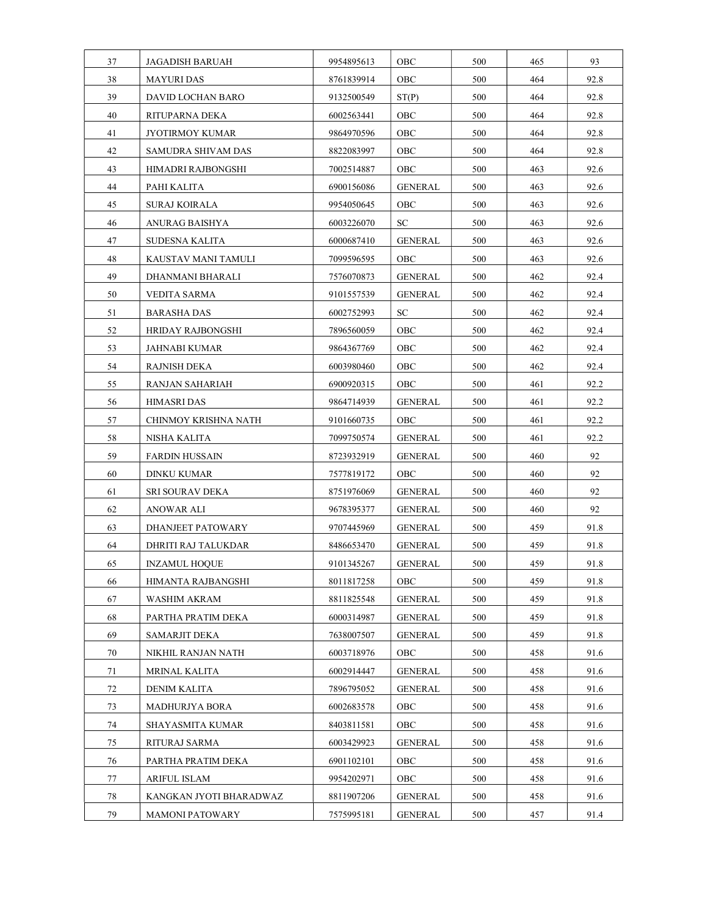| 37 | JAGADISH BARUAH | 9954895613 | OBC | 500 | 465 | 93 |
|---|---|---|---|---|---|---|
| 38 | MAYURI DAS | 8761839914 | OBC | 500 | 464 | 92.8 |
| 39 | DAVID LOCHAN BARO | 9132500549 | ST(P) | 500 | 464 | 92.8 |
| 40 | RITUPARNA DEKA | 6002563441 | OBC | 500 | 464 | 92.8 |
| 41 | JYOTIRMOY KUMAR | 9864970596 | OBC | 500 | 464 | 92.8 |
| 42 | SAMUDRA SHIVAM DAS | 8822083997 | OBC | 500 | 464 | 92.8 |
| 43 | HIMADRI RAJBONGSHI | 7002514887 | OBC | 500 | 463 | 92.6 |
| 44 | PAHI KALITA | 6900156086 | GENERAL | 500 | 463 | 92.6 |
| 45 | SURAJ KOIRALA | 9954050645 | OBC | 500 | 463 | 92.6 |
| 46 | ANURAG BAISHYA | 6003226070 | SC | 500 | 463 | 92.6 |
| 47 | SUDESNA KALITA | 6000687410 | GENERAL | 500 | 463 | 92.6 |
| 48 | KAUSTAV MANI TAMULI | 7099596595 | OBC | 500 | 463 | 92.6 |
| 49 | DHANMANI BHARALI | 7576070873 | GENERAL | 500 | 462 | 92.4 |
| 50 | VEDITA SARMA | 9101557539 | GENERAL | 500 | 462 | 92.4 |
| 51 | BARASHA DAS | 6002752993 | SC | 500 | 462 | 92.4 |
| 52 | HRIDAY RAJBONGSHI | 7896560059 | OBC | 500 | 462 | 92.4 |
| 53 | JAHNABI KUMAR | 9864367769 | OBC | 500 | 462 | 92.4 |
| 54 | RAJNISH DEKA | 6003980460 | OBC | 500 | 462 | 92.4 |
| 55 | RANJAN SAHARIAH | 6900920315 | OBC | 500 | 461 | 92.2 |
| 56 | HIMASRI DAS | 9864714939 | GENERAL | 500 | 461 | 92.2 |
| 57 | CHINMOY KRISHNA NATH | 9101660735 | OBC | 500 | 461 | 92.2 |
| 58 | NISHA KALITA | 7099750574 | GENERAL | 500 | 461 | 92.2 |
| 59 | FARDIN HUSSAIN | 8723932919 | GENERAL | 500 | 460 | 92 |
| 60 | DINKU KUMAR | 7577819172 | OBC | 500 | 460 | 92 |
| 61 | SRI SOURAV DEKA | 8751976069 | GENERAL | 500 | 460 | 92 |
| 62 | ANOWAR ALI | 9678395377 | GENERAL | 500 | 460 | 92 |
| 63 | DHANJEET PATOWARY | 9707445969 | GENERAL | 500 | 459 | 91.8 |
| 64 | DHRITI RAJ TALUKDAR | 8486653470 | GENERAL | 500 | 459 | 91.8 |
| 65 | INZAMUL HOQUE | 9101345267 | GENERAL | 500 | 459 | 91.8 |
| 66 | HIMANTA RAJBANGSHI | 8011817258 | OBC | 500 | 459 | 91.8 |
| 67 | WASHIM AKRAM | 8811825548 | GENERAL | 500 | 459 | 91.8 |
| 68 | PARTHA PRATIM DEKA | 6000314987 | GENERAL | 500 | 459 | 91.8 |
| 69 | SAMARJIT DEKA | 7638007507 | GENERAL | 500 | 459 | 91.8 |
| 70 | NIKHIL RANJAN NATH | 6003718976 | OBC | 500 | 458 | 91.6 |
| 71 | MRINAL KALITA | 6002914447 | GENERAL | 500 | 458 | 91.6 |
| 72 | DENIM KALITA | 7896795052 | GENERAL | 500 | 458 | 91.6 |
| 73 | MADHURJYA BORA | 6002683578 | OBC | 500 | 458 | 91.6 |
| 74 | SHAYASMITA KUMAR | 8403811581 | OBC | 500 | 458 | 91.6 |
| 75 | RITURAJ SARMA | 6003429923 | GENERAL | 500 | 458 | 91.6 |
| 76 | PARTHA PRATIM DEKA | 6901102101 | OBC | 500 | 458 | 91.6 |
| 77 | ARIFUL ISLAM | 9954202971 | OBC | 500 | 458 | 91.6 |
| 78 | KANGKAN JYOTI BHARADWAZ | 8811907206 | GENERAL | 500 | 458 | 91.6 |
| 79 | MAMONI PATOWARY | 7575995181 | GENERAL | 500 | 457 | 91.4 |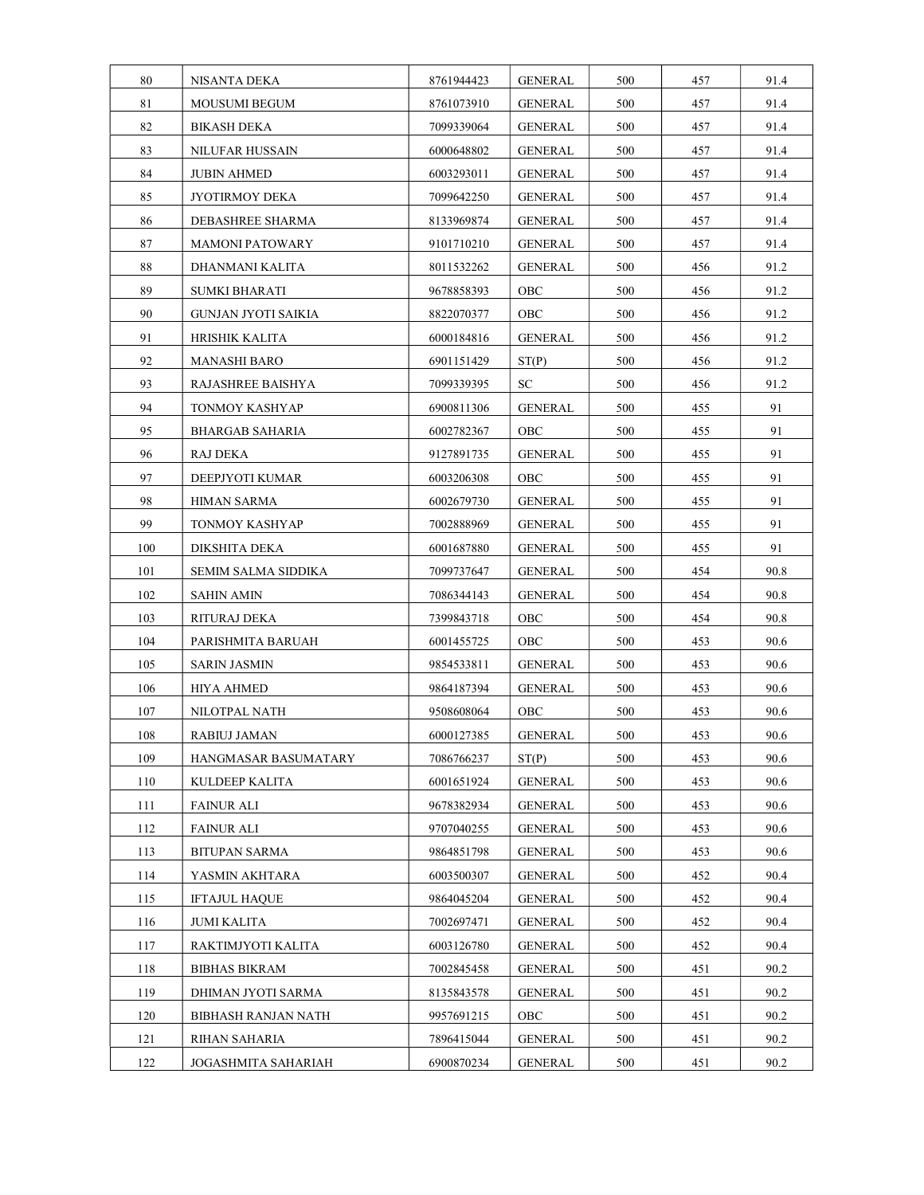| 80 | NISANTA DEKA | 8761944423 | GENERAL | 500 | 457 | 91.4 |
|---|---|---|---|---|---|---|
| 81 | MOUSUMI BEGUM | 8761073910 | GENERAL | 500 | 457 | 91.4 |
| 82 | BIKASH DEKA | 7099339064 | GENERAL | 500 | 457 | 91.4 |
| 83 | NILUFAR HUSSAIN | 6000648802 | GENERAL | 500 | 457 | 91.4 |
| 84 | JUBIN AHMED | 6003293011 | GENERAL | 500 | 457 | 91.4 |
| 85 | JYOTIRMOY DEKA | 7099642250 | GENERAL | 500 | 457 | 91.4 |
| 86 | DEBASHREE SHARMA | 8133969874 | GENERAL | 500 | 457 | 91.4 |
| 87 | MAMONI PATOWARY | 9101710210 | GENERAL | 500 | 457 | 91.4 |
| 88 | DHANMANI KALITA | 8011532262 | GENERAL | 500 | 456 | 91.2 |
| 89 | SUMKI BHARATI | 9678858393 | OBC | 500 | 456 | 91.2 |
| 90 | GUNJAN JYOTI SAIKIA | 8822070377 | OBC | 500 | 456 | 91.2 |
| 91 | HRISHIK KALITA | 6000184816 | GENERAL | 500 | 456 | 91.2 |
| 92 | MANASHI BARO | 6901151429 | ST(P) | 500 | 456 | 91.2 |
| 93 | RAJASHREE BAISHYA | 7099339395 | SC | 500 | 456 | 91.2 |
| 94 | TONMOY KASHYAP | 6900811306 | GENERAL | 500 | 455 | 91 |
| 95 | BHARGAB SAHARIA | 6002782367 | OBC | 500 | 455 | 91 |
| 96 | RAJ DEKA | 9127891735 | GENERAL | 500 | 455 | 91 |
| 97 | DEEPJYOTI KUMAR | 6003206308 | OBC | 500 | 455 | 91 |
| 98 | HIMAN SARMA | 6002679730 | GENERAL | 500 | 455 | 91 |
| 99 | TONMOY KASHYAP | 7002888969 | GENERAL | 500 | 455 | 91 |
| 100 | DIKSHITA DEKA | 6001687880 | GENERAL | 500 | 455 | 91 |
| 101 | SEMIM SALMA SIDDIKA | 7099737647 | GENERAL | 500 | 454 | 90.8 |
| 102 | SAHIN AMIN | 7086344143 | GENERAL | 500 | 454 | 90.8 |
| 103 | RITURAJ DEKA | 7399843718 | OBC | 500 | 454 | 90.8 |
| 104 | PARISHMITA BARUAH | 6001455725 | OBC | 500 | 453 | 90.6 |
| 105 | SARIN JASMIN | 9854533811 | GENERAL | 500 | 453 | 90.6 |
| 106 | HIYA AHMED | 9864187394 | GENERAL | 500 | 453 | 90.6 |
| 107 | NILOTPAL NATH | 9508608064 | OBC | 500 | 453 | 90.6 |
| 108 | RABIUJ JAMAN | 6000127385 | GENERAL | 500 | 453 | 90.6 |
| 109 | HANGMASAR BASUMATARY | 7086766237 | ST(P) | 500 | 453 | 90.6 |
| 110 | KULDEEP KALITA | 6001651924 | GENERAL | 500 | 453 | 90.6 |
| 111 | FAINUR ALI | 9678382934 | GENERAL | 500 | 453 | 90.6 |
| 112 | FAINUR ALI | 9707040255 | GENERAL | 500 | 453 | 90.6 |
| 113 | BITUPAN SARMA | 9864851798 | GENERAL | 500 | 453 | 90.6 |
| 114 | YASMIN AKHTARA | 6003500307 | GENERAL | 500 | 452 | 90.4 |
| 115 | IFTAJUL HAQUE | 9864045204 | GENERAL | 500 | 452 | 90.4 |
| 116 | JUMI KALITA | 7002697471 | GENERAL | 500 | 452 | 90.4 |
| 117 | RAKTIMJYOTI KALITA | 6003126780 | GENERAL | 500 | 452 | 90.4 |
| 118 | BIBHAS BIKRAM | 7002845458 | GENERAL | 500 | 451 | 90.2 |
| 119 | DHIMAN JYOTI SARMA | 8135843578 | GENERAL | 500 | 451 | 90.2 |
| 120 | BIBHASH RANJAN NATH | 9957691215 | OBC | 500 | 451 | 90.2 |
| 121 | RIHAN SAHARIA | 7896415044 | GENERAL | 500 | 451 | 90.2 |
| 122 | JOGASHMITA SAHARIAH | 6900870234 | GENERAL | 500 | 451 | 90.2 |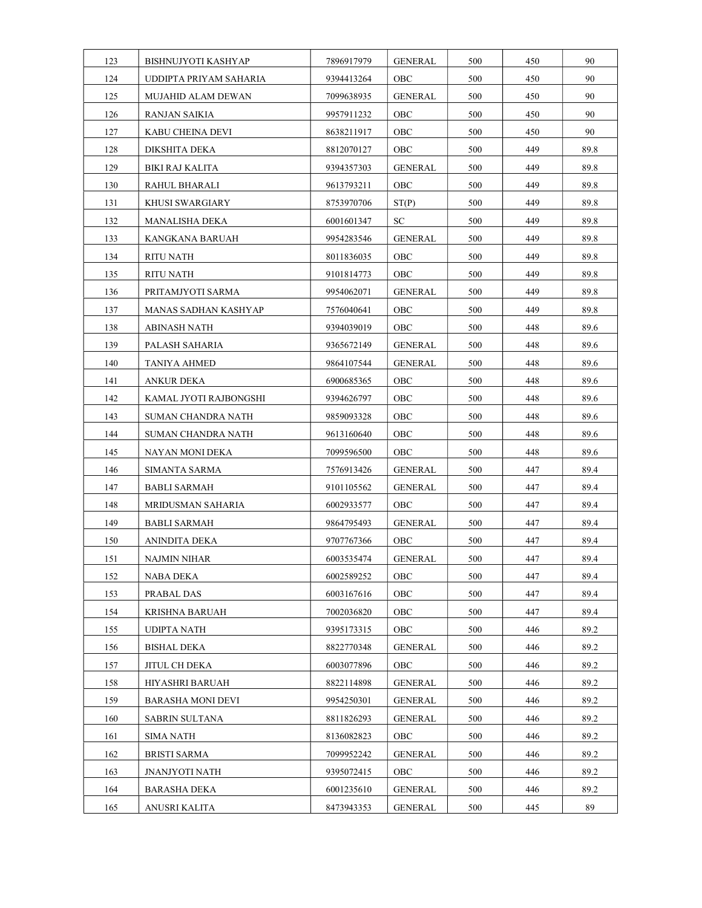| | | | | | | |
|---|---|---|---|---|---|---|
| 123 | BISHNUJYOTI KASHYAP | 7896917979 | GENERAL | 500 | 450 | 90 |
| 124 | UDDIPTA PRIYAM SAHARIA | 9394413264 | OBC | 500 | 450 | 90 |
| 125 | MUJAHID ALAM DEWAN | 7099638935 | GENERAL | 500 | 450 | 90 |
| 126 | RANJAN SAIKIA | 9957911232 | OBC | 500 | 450 | 90 |
| 127 | KABU CHEINA DEVI | 8638211917 | OBC | 500 | 450 | 90 |
| 128 | DIKSHITA DEKA | 8812070127 | OBC | 500 | 449 | 89.8 |
| 129 | BIKI RAJ KALITA | 9394357303 | GENERAL | 500 | 449 | 89.8 |
| 130 | RAHUL BHARALI | 9613793211 | OBC | 500 | 449 | 89.8 |
| 131 | KHUSI SWARGIARY | 8753970706 | ST(P) | 500 | 449 | 89.8 |
| 132 | MANALISHA DEKA | 6001601347 | SC | 500 | 449 | 89.8 |
| 133 | KANGKANA BARUAH | 9954283546 | GENERAL | 500 | 449 | 89.8 |
| 134 | RITU NATH | 8011836035 | OBC | 500 | 449 | 89.8 |
| 135 | RITU NATH | 9101814773 | OBC | 500 | 449 | 89.8 |
| 136 | PRITAMJYOTI SARMA | 9954062071 | GENERAL | 500 | 449 | 89.8 |
| 137 | MANAS SADHAN KASHYAP | 7576040641 | OBC | 500 | 449 | 89.8 |
| 138 | ABINASH NATH | 9394039019 | OBC | 500 | 448 | 89.6 |
| 139 | PALASH SAHARIA | 9365672149 | GENERAL | 500 | 448 | 89.6 |
| 140 | TANIYA AHMED | 9864107544 | GENERAL | 500 | 448 | 89.6 |
| 141 | ANKUR DEKA | 6900685365 | OBC | 500 | 448 | 89.6 |
| 142 | KAMAL JYOTI RAJBONGSHI | 9394626797 | OBC | 500 | 448 | 89.6 |
| 143 | SUMAN CHANDRA NATH | 9859093328 | OBC | 500 | 448 | 89.6 |
| 144 | SUMAN CHANDRA NATH | 9613160640 | OBC | 500 | 448 | 89.6 |
| 145 | NAYAN MONI DEKA | 7099596500 | OBC | 500 | 448 | 89.6 |
| 146 | SIMANTA SARMA | 7576913426 | GENERAL | 500 | 447 | 89.4 |
| 147 | BABLI SARMAH | 9101105562 | GENERAL | 500 | 447 | 89.4 |
| 148 | MRIDUSMAN SAHARIA | 6002933577 | OBC | 500 | 447 | 89.4 |
| 149 | BABLI SARMAH | 9864795493 | GENERAL | 500 | 447 | 89.4 |
| 150 | ANINDITA DEKA | 9707767366 | OBC | 500 | 447 | 89.4 |
| 151 | NAJMIN NIHAR | 6003535474 | GENERAL | 500 | 447 | 89.4 |
| 152 | NABA DEKA | 6002589252 | OBC | 500 | 447 | 89.4 |
| 153 | PRABAL DAS | 6003167616 | OBC | 500 | 447 | 89.4 |
| 154 | KRISHNA BARUAH | 7002036820 | OBC | 500 | 447 | 89.4 |
| 155 | UDIPTA NATH | 9395173315 | OBC | 500 | 446 | 89.2 |
| 156 | BISHAL DEKA | 8822770348 | GENERAL | 500 | 446 | 89.2 |
| 157 | JITUL CH DEKA | 6003077896 | OBC | 500 | 446 | 89.2 |
| 158 | HIYASHRI BARUAH | 8822114898 | GENERAL | 500 | 446 | 89.2 |
| 159 | BARASHA MONI DEVI | 9954250301 | GENERAL | 500 | 446 | 89.2 |
| 160 | SABRIN SULTANA | 8811826293 | GENERAL | 500 | 446 | 89.2 |
| 161 | SIMA NATH | 8136082823 | OBC | 500 | 446 | 89.2 |
| 162 | BRISTI SARMA | 7099952242 | GENERAL | 500 | 446 | 89.2 |
| 163 | JNANJYOTI NATH | 9395072415 | OBC | 500 | 446 | 89.2 |
| 164 | BARASHA DEKA | 6001235610 | GENERAL | 500 | 446 | 89.2 |
| 165 | ANUSRI KALITA | 8473943353 | GENERAL | 500 | 445 | 89 |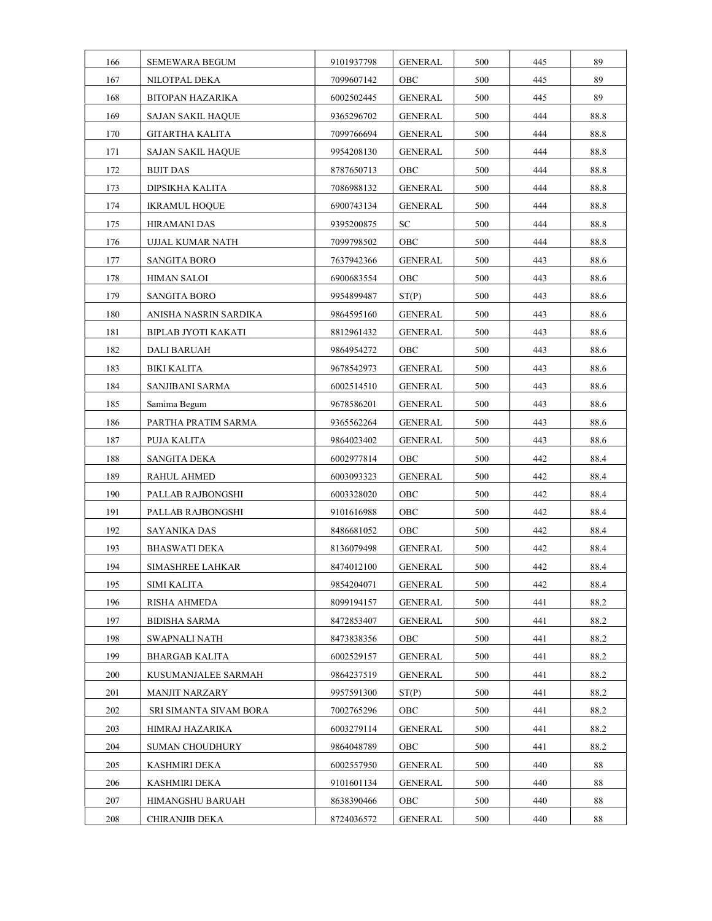| 166 | SEMEWARA BEGUM | 9101937798 | GENERAL | 500 | 445 | 89 |
|---|---|---|---|---|---|---|
| 167 | NILOTPAL DEKA | 7099607142 | OBC | 500 | 445 | 89 |
| 168 | BITOPAN HAZARIKA | 6002502445 | GENERAL | 500 | 445 | 89 |
| 169 | SAJAN SAKIL HAQUE | 9365296702 | GENERAL | 500 | 444 | 88.8 |
| 170 | GITARTHA KALITA | 7099766694 | GENERAL | 500 | 444 | 88.8 |
| 171 | SAJAN SAKIL HAQUE | 9954208130 | GENERAL | 500 | 444 | 88.8 |
| 172 | BIJIT DAS | 8787650713 | OBC | 500 | 444 | 88.8 |
| 173 | DIPSIKHA KALITA | 7086988132 | GENERAL | 500 | 444 | 88.8 |
| 174 | IKRAMUL HOQUE | 6900743134 | GENERAL | 500 | 444 | 88.8 |
| 175 | HIRAMANI DAS | 9395200875 | SC | 500 | 444 | 88.8 |
| 176 | UJJAL KUMAR NATH | 7099798502 | OBC | 500 | 444 | 88.8 |
| 177 | SANGITA BORO | 7637942366 | GENERAL | 500 | 443 | 88.6 |
| 178 | HIMAN SALOI | 6900683554 | OBC | 500 | 443 | 88.6 |
| 179 | SANGITA BORO | 9954899487 | ST(P) | 500 | 443 | 88.6 |
| 180 | ANISHA NASRIN SARDIKA | 9864595160 | GENERAL | 500 | 443 | 88.6 |
| 181 | BIPLAB JYOTI KAKATI | 8812961432 | GENERAL | 500 | 443 | 88.6 |
| 182 | DALI BARUAH | 9864954272 | OBC | 500 | 443 | 88.6 |
| 183 | BIKI KALITA | 9678542973 | GENERAL | 500 | 443 | 88.6 |
| 184 | SANJIBANI SARMA | 6002514510 | GENERAL | 500 | 443 | 88.6 |
| 185 | Samima Begum | 9678586201 | GENERAL | 500 | 443 | 88.6 |
| 186 | PARTHA PRATIM SARMA | 9365562264 | GENERAL | 500 | 443 | 88.6 |
| 187 | PUJA KALITA | 9864023402 | GENERAL | 500 | 443 | 88.6 |
| 188 | SANGITA DEKA | 6002977814 | OBC | 500 | 442 | 88.4 |
| 189 | RAHUL AHMED | 6003093323 | GENERAL | 500 | 442 | 88.4 |
| 190 | PALLAB RAJBONGSHI | 6003328020 | OBC | 500 | 442 | 88.4 |
| 191 | PALLAB RAJBONGSHI | 9101616988 | OBC | 500 | 442 | 88.4 |
| 192 | SAYANIKA DAS | 8486681052 | OBC | 500 | 442 | 88.4 |
| 193 | BHASWATI DEKA | 8136079498 | GENERAL | 500 | 442 | 88.4 |
| 194 | SIMASHREE LAHKAR | 8474012100 | GENERAL | 500 | 442 | 88.4 |
| 195 | SIMI KALITA | 9854204071 | GENERAL | 500 | 442 | 88.4 |
| 196 | RISHA AHMEDA | 8099194157 | GENERAL | 500 | 441 | 88.2 |
| 197 | BIDISHA SARMA | 8472853407 | GENERAL | 500 | 441 | 88.2 |
| 198 | SWAPNALI NATH | 8473838356 | OBC | 500 | 441 | 88.2 |
| 199 | BHARGAB KALITA | 6002529157 | GENERAL | 500 | 441 | 88.2 |
| 200 | KUSUMANJALEE SARMAH | 9864237519 | GENERAL | 500 | 441 | 88.2 |
| 201 | MANJIT NARZARY | 9957591300 | ST(P) | 500 | 441 | 88.2 |
| 202 | SRI SIMANTA SIVAM BORA | 7002765296 | OBC | 500 | 441 | 88.2 |
| 203 | HIMRAJ HAZARIKA | 6003279114 | GENERAL | 500 | 441 | 88.2 |
| 204 | SUMAN CHOUDHURY | 9864048789 | OBC | 500 | 441 | 88.2 |
| 205 | KASHMIRI DEKA | 6002557950 | GENERAL | 500 | 440 | 88 |
| 206 | KASHMIRI DEKA | 9101601134 | GENERAL | 500 | 440 | 88 |
| 207 | HIMANGSHU BARUAH | 8638390466 | OBC | 500 | 440 | 88 |
| 208 | CHIRANJIB DEKA | 8724036572 | GENERAL | 500 | 440 | 88 |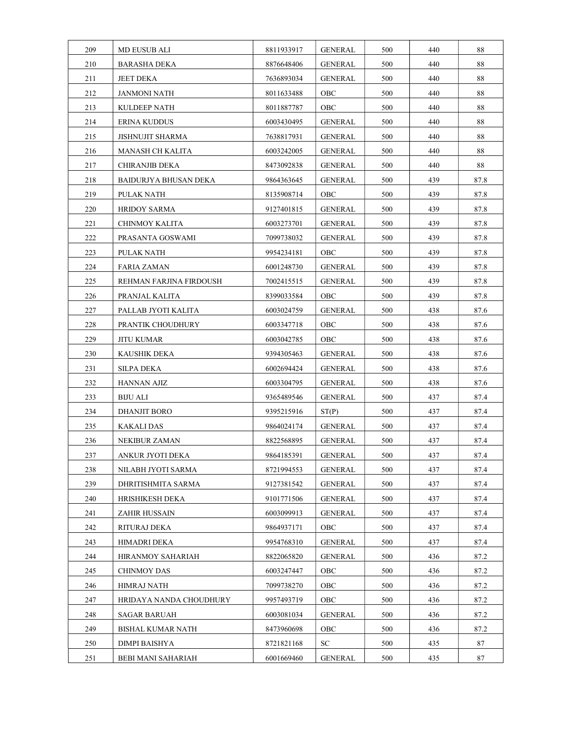| 209 | MD EUSUB ALI | 8811933917 | GENERAL | 500 | 440 | 88 |
|---|---|---|---|---|---|---|
| 210 | BARASHA DEKA | 8876648406 | GENERAL | 500 | 440 | 88 |
| 211 | JEET DEKA | 7636893034 | GENERAL | 500 | 440 | 88 |
| 212 | JANMONI NATH | 8011633488 | OBC | 500 | 440 | 88 |
| 213 | KULDEEP NATH | 8011887787 | OBC | 500 | 440 | 88 |
| 214 | ERINA KUDDUS | 6003430495 | GENERAL | 500 | 440 | 88 |
| 215 | JISHNUJIT SHARMA | 7638817931 | GENERAL | 500 | 440 | 88 |
| 216 | MANASH CH KALITA | 6003242005 | GENERAL | 500 | 440 | 88 |
| 217 | CHIRANJIB DEKA | 8473092838 | GENERAL | 500 | 440 | 88 |
| 218 | BAIDURJYA BHUSAN DEKA | 9864363645 | GENERAL | 500 | 439 | 87.8 |
| 219 | PULAK NATH | 8135908714 | OBC | 500 | 439 | 87.8 |
| 220 | HRIDOY SARMA | 9127401815 | GENERAL | 500 | 439 | 87.8 |
| 221 | CHINMOY KALITA | 6003273701 | GENERAL | 500 | 439 | 87.8 |
| 222 | PRASANTA GOSWAMI | 7099738032 | GENERAL | 500 | 439 | 87.8 |
| 223 | PULAK NATH | 9954234181 | OBC | 500 | 439 | 87.8 |
| 224 | FARIA ZAMAN | 6001248730 | GENERAL | 500 | 439 | 87.8 |
| 225 | REHMAN FARJINA FIRDOUSH | 7002415515 | GENERAL | 500 | 439 | 87.8 |
| 226 | PRANJAL KALITA | 8399033584 | OBC | 500 | 439 | 87.8 |
| 227 | PALLAB JYOTI KALITA | 6003024759 | GENERAL | 500 | 438 | 87.6 |
| 228 | PRANTIK CHOUDHURY | 6003347718 | OBC | 500 | 438 | 87.6 |
| 229 | JITU KUMAR | 6003042785 | OBC | 500 | 438 | 87.6 |
| 230 | KAUSHIK DEKA | 9394305463 | GENERAL | 500 | 438 | 87.6 |
| 231 | SILPA DEKA | 6002694424 | GENERAL | 500 | 438 | 87.6 |
| 232 | HANNAN AJIZ | 6003304795 | GENERAL | 500 | 438 | 87.6 |
| 233 | BIJU ALI | 9365489546 | GENERAL | 500 | 437 | 87.4 |
| 234 | DHANJIT BORO | 9395215916 | ST(P) | 500 | 437 | 87.4 |
| 235 | KAKALI DAS | 9864024174 | GENERAL | 500 | 437 | 87.4 |
| 236 | NEKIBUR ZAMAN | 8822568895 | GENERAL | 500 | 437 | 87.4 |
| 237 | ANKUR JYOTI DEKA | 9864185391 | GENERAL | 500 | 437 | 87.4 |
| 238 | NILABH JYOTI SARMA | 8721994553 | GENERAL | 500 | 437 | 87.4 |
| 239 | DHRITISHMITA SARMA | 9127381542 | GENERAL | 500 | 437 | 87.4 |
| 240 | HRISHIKESH DEKA | 9101771506 | GENERAL | 500 | 437 | 87.4 |
| 241 | ZAHIR HUSSAIN | 6003099913 | GENERAL | 500 | 437 | 87.4 |
| 242 | RITURAJ DEKA | 9864937171 | OBC | 500 | 437 | 87.4 |
| 243 | HIMADRI DEKA | 9954768310 | GENERAL | 500 | 437 | 87.4 |
| 244 | HIRANMOY SAHARIAH | 8822065820 | GENERAL | 500 | 436 | 87.2 |
| 245 | CHINMOY DAS | 6003247447 | OBC | 500 | 436 | 87.2 |
| 246 | HIMRAJ NATH | 7099738270 | OBC | 500 | 436 | 87.2 |
| 247 | HRIDAYA NANDA CHOUDHURY | 9957493719 | OBC | 500 | 436 | 87.2 |
| 248 | SAGAR BARUAH | 6003081034 | GENERAL | 500 | 436 | 87.2 |
| 249 | BISHAL KUMAR NATH | 8473960698 | OBC | 500 | 436 | 87.2 |
| 250 | DIMPI BAISHYA | 8721821168 | SC | 500 | 435 | 87 |
| 251 | BEBI MANI SAHARIAH | 6001669460 | GENERAL | 500 | 435 | 87 |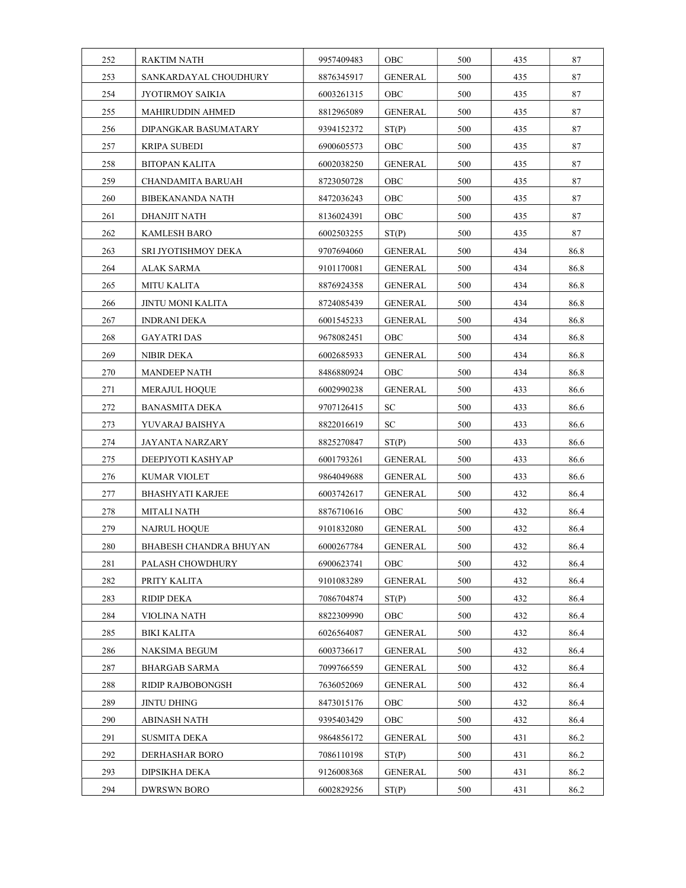| 252 | RAKTIM NATH | 9957409483 | OBC | 500 | 435 | 87 |
|---|---|---|---|---|---|---|
| 253 | SANKARDAYAL CHOUDHURY | 8876345917 | GENERAL | 500 | 435 | 87 |
| 254 | JYOTIRMOY SAIKIA | 6003261315 | OBC | 500 | 435 | 87 |
| 255 | MAHIRUDDIN AHMED | 8812965089 | GENERAL | 500 | 435 | 87 |
| 256 | DIPANGKAR BASUMATARY | 9394152372 | ST(P) | 500 | 435 | 87 |
| 257 | KRIPA SUBEDI | 6900605573 | OBC | 500 | 435 | 87 |
| 258 | BITOPAN KALITA | 6002038250 | GENERAL | 500 | 435 | 87 |
| 259 | CHANDAMITA BARUAH | 8723050728 | OBC | 500 | 435 | 87 |
| 260 | BIBEKANANDA NATH | 8472036243 | OBC | 500 | 435 | 87 |
| 261 | DHANJIT NATH | 8136024391 | OBC | 500 | 435 | 87 |
| 262 | KAMLESH BARO | 6002503255 | ST(P) | 500 | 435 | 87 |
| 263 | SRI JYOTISHMOY DEKA | 9707694060 | GENERAL | 500 | 434 | 86.8 |
| 264 | ALAK SARMA | 9101170081 | GENERAL | 500 | 434 | 86.8 |
| 265 | MITU KALITA | 8876924358 | GENERAL | 500 | 434 | 86.8 |
| 266 | JINTU MONI KALITA | 8724085439 | GENERAL | 500 | 434 | 86.8 |
| 267 | INDRANI DEKA | 6001545233 | GENERAL | 500 | 434 | 86.8 |
| 268 | GAYATRI DAS | 9678082451 | OBC | 500 | 434 | 86.8 |
| 269 | NIBIR DEKA | 6002685933 | GENERAL | 500 | 434 | 86.8 |
| 270 | MANDEEP NATH | 8486880924 | OBC | 500 | 434 | 86.8 |
| 271 | MERAJUL HOQUE | 6002990238 | GENERAL | 500 | 433 | 86.6 |
| 272 | BANASMITA DEKA | 9707126415 | SC | 500 | 433 | 86.6 |
| 273 | YUVARAJ BAISHYA | 8822016619 | SC | 500 | 433 | 86.6 |
| 274 | JAYANTA NARZARY | 8825270847 | ST(P) | 500 | 433 | 86.6 |
| 275 | DEEPJYOTI KASHYAP | 6001793261 | GENERAL | 500 | 433 | 86.6 |
| 276 | KUMAR VIOLET | 9864049688 | GENERAL | 500 | 433 | 86.6 |
| 277 | BHASHYATI KARJEE | 6003742617 | GENERAL | 500 | 432 | 86.4 |
| 278 | MITALI NATH | 8876710616 | OBC | 500 | 432 | 86.4 |
| 279 | NAJRUL HOQUE | 9101832080 | GENERAL | 500 | 432 | 86.4 |
| 280 | BHABESH CHANDRA BHUYAN | 6000267784 | GENERAL | 500 | 432 | 86.4 |
| 281 | PALASH CHOWDHURY | 6900623741 | OBC | 500 | 432 | 86.4 |
| 282 | PRITY KALITA | 9101083289 | GENERAL | 500 | 432 | 86.4 |
| 283 | RIDIP DEKA | 7086704874 | ST(P) | 500 | 432 | 86.4 |
| 284 | VIOLINA NATH | 8822309990 | OBC | 500 | 432 | 86.4 |
| 285 | BIKI KALITA | 6026564087 | GENERAL | 500 | 432 | 86.4 |
| 286 | NAKSIMA BEGUM | 6003736617 | GENERAL | 500 | 432 | 86.4 |
| 287 | BHARGAB SARMA | 7099766559 | GENERAL | 500 | 432 | 86.4 |
| 288 | RIDIP RAJBOBONGSH | 7636052069 | GENERAL | 500 | 432 | 86.4 |
| 289 | JINTU DHING | 8473015176 | OBC | 500 | 432 | 86.4 |
| 290 | ABINASH NATH | 9395403429 | OBC | 500 | 432 | 86.4 |
| 291 | SUSMITA DEKA | 9864856172 | GENERAL | 500 | 431 | 86.2 |
| 292 | DERHASHAR BORO | 7086110198 | ST(P) | 500 | 431 | 86.2 |
| 293 | DIPSIKHA DEKA | 9126008368 | GENERAL | 500 | 431 | 86.2 |
| 294 | DWRSWN BORO | 6002829256 | ST(P) | 500 | 431 | 86.2 |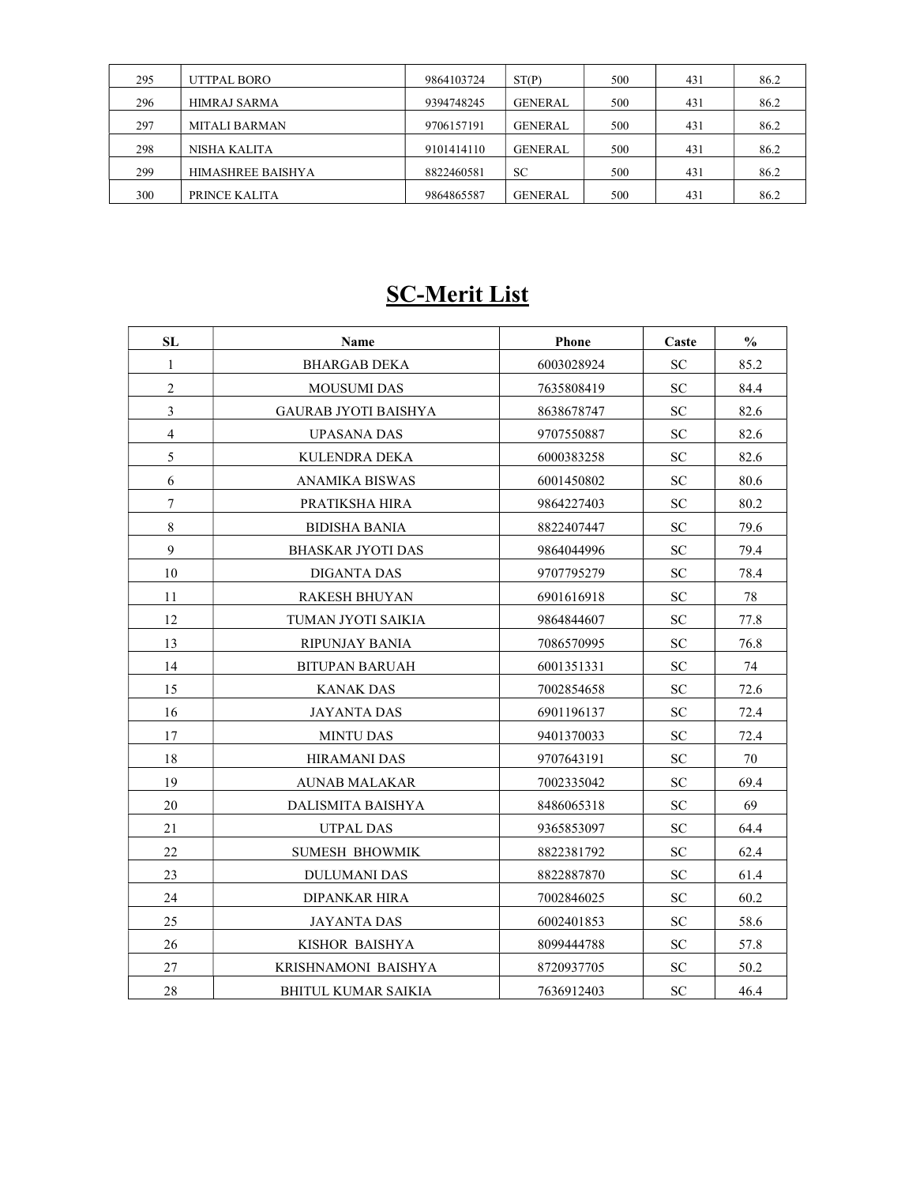| 295 | UTTPAL BORO | 9864103724 | ST(P) | 500 | 431 | 86.2 |
|---|---|---|---|---|---|---|
| 296 | HIMRAJ SARMA | 9394748245 | GENERAL | 500 | 431 | 86.2 |
| 297 | MITALI BARMAN | 9706157191 | GENERAL | 500 | 431 | 86.2 |
| 298 | NISHA KALITA | 9101414110 | GENERAL | 500 | 431 | 86.2 |
| 299 | HIMASHREE BAISHYA | 8822460581 | SC | 500 | 431 | 86.2 |
| 300 | PRINCE KALITA | 9864865587 | GENERAL | 500 | 431 | 86.2 |

# SC-Merit List

| SL | Name | Phone | Caste | % |
|---|---|---|---|---|
| 1 | BHARGAB DEKA | 6003028924 | SC | 85.2 |
| 2 | MOUSUMI DAS | 7635808419 | SC | 84.4 |
| 3 | GAURAB JYOTI BAISHYA | 8638678747 | SC | 82.6 |
| 4 | UPASANA DAS | 9707550887 | SC | 82.6 |
| 5 | KULENDRA DEKA | 6000383258 | SC | 82.6 |
| 6 | ANAMIKA BISWAS | 6001450802 | SC | 80.6 |
| 7 | PRATIKSHA HIRA | 9864227403 | SC | 80.2 |
| 8 | BIDISHA BANIA | 8822407447 | SC | 79.6 |
| 9 | BHASKAR JYOTI DAS | 9864044996 | SC | 79.4 |
| 10 | DIGANTA DAS | 9707795279 | SC | 78.4 |
| 11 | RAKESH BHUYAN | 6901616918 | SC | 78 |
| 12 | TUMAN JYOTI SAIKIA | 9864844607 | SC | 77.8 |
| 13 | RIPUNJAY BANIA | 7086570995 | SC | 76.8 |
| 14 | BITUPAN BARUAH | 6001351331 | SC | 74 |
| 15 | KANAK DAS | 7002854658 | SC | 72.6 |
| 16 | JAYANTA DAS | 6901196137 | SC | 72.4 |
| 17 | MINTU DAS | 9401370033 | SC | 72.4 |
| 18 | HIRAMANI DAS | 9707643191 | SC | 70 |
| 19 | AUNAB MALAKAR | 7002335042 | SC | 69.4 |
| 20 | DALISMITA BAISHYA | 8486065318 | SC | 69 |
| 21 | UTPAL DAS | 9365853097 | SC | 64.4 |
| 22 | SUMESH BHOWMIK | 8822381792 | SC | 62.4 |
| 23 | DULUMANI DAS | 8822887870 | SC | 61.4 |
| 24 | DIPANKAR HIRA | 7002846025 | SC | 60.2 |
| 25 | JAYANTA DAS | 6002401853 | SC | 58.6 |
| 26 | KISHOR BAISHYA | 8099444788 | SC | 57.8 |
| 27 | KRISHNAMONI BAISHYA | 8720937705 | SC | 50.2 |
| 28 | BHITUL KUMAR SAIKIA | 7636912403 | SC | 46.4 |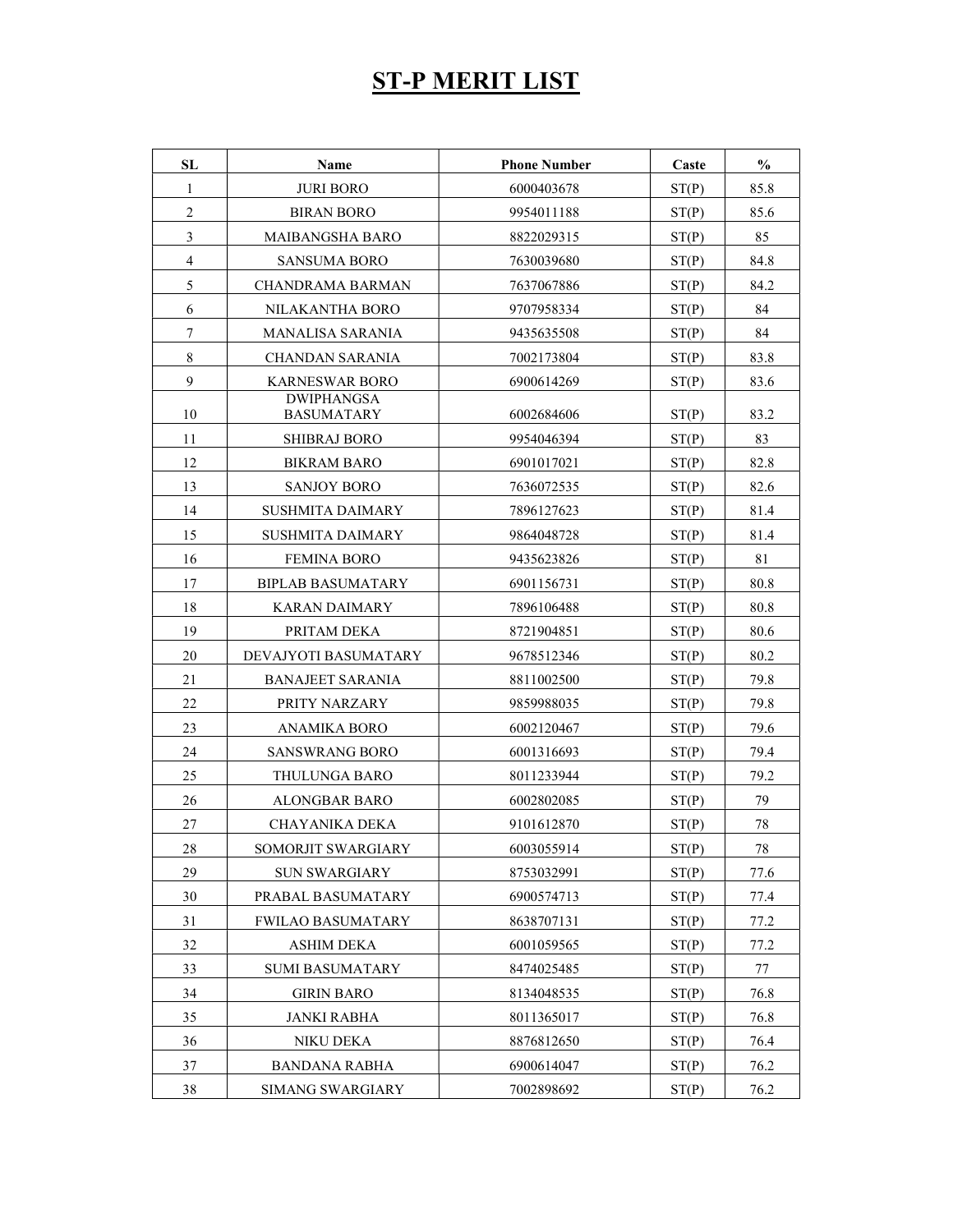# ST-P MERIT LIST

| SL | Name | Phone Number | Caste | % |
|---|---|---|---|---|
| 1 | JURI BORO | 6000403678 | ST(P) | 85.8 |
| 2 | BIRAN BORO | 9954011188 | ST(P) | 85.6 |
| 3 | MAIBANGSHA BARO | 8822029315 | ST(P) | 85 |
| 4 | SANSUMA BORO | 7630039680 | ST(P) | 84.8 |
| 5 | CHANDRAMA BARMAN | 7637067886 | ST(P) | 84.2 |
| 6 | NILAKANTHA BORO | 9707958334 | ST(P) | 84 |
| 7 | MANALISA SARANIA | 9435635508 | ST(P) | 84 |
| 8 | CHANDAN SARANIA | 7002173804 | ST(P) | 83.8 |
| 9 | KARNESWAR BORO | 6900614269 | ST(P) | 83.6 |
| 10 | DWIPHANGSA BASUMATARY | 6002684606 | ST(P) | 83.2 |
| 11 | SHIBRAJ BORO | 9954046394 | ST(P) | 83 |
| 12 | BIKRAM BARO | 6901017021 | ST(P) | 82.8 |
| 13 | SANJOY BORO | 7636072535 | ST(P) | 82.6 |
| 14 | SUSHMITA DAIMARY | 7896127623 | ST(P) | 81.4 |
| 15 | SUSHMITA DAIMARY | 9864048728 | ST(P) | 81.4 |
| 16 | FEMINA BORO | 9435623826 | ST(P) | 81 |
| 17 | BIPLAB BASUMATARY | 6901156731 | ST(P) | 80.8 |
| 18 | KARAN DAIMARY | 7896106488 | ST(P) | 80.8 |
| 19 | PRITAM DEKA | 8721904851 | ST(P) | 80.6 |
| 20 | DEVAJYOTI BASUMATARY | 9678512346 | ST(P) | 80.2 |
| 21 | BANAJEET SARANIA | 8811002500 | ST(P) | 79.8 |
| 22 | PRITY NARZARY | 9859988035 | ST(P) | 79.8 |
| 23 | ANAMIKA BORO | 6002120467 | ST(P) | 79.6 |
| 24 | SANSWRANG BORO | 6001316693 | ST(P) | 79.4 |
| 25 | THULUNGA BARO | 8011233944 | ST(P) | 79.2 |
| 26 | ALONGBAR BARO | 6002802085 | ST(P) | 79 |
| 27 | CHAYANIKA DEKA | 9101612870 | ST(P) | 78 |
| 28 | SOMORJIT SWARGIARY | 6003055914 | ST(P) | 78 |
| 29 | SUN SWARGIARY | 8753032991 | ST(P) | 77.6 |
| 30 | PRABAL BASUMATARY | 6900574713 | ST(P) | 77.4 |
| 31 | FWILAO BASUMATARY | 8638707131 | ST(P) | 77.2 |
| 32 | ASHIM DEKA | 6001059565 | ST(P) | 77.2 |
| 33 | SUMI BASUMATARY | 8474025485 | ST(P) | 77 |
| 34 | GIRIN BARO | 8134048535 | ST(P) | 76.8 |
| 35 | JANKI RABHA | 8011365017 | ST(P) | 76.8 |
| 36 | NIKU DEKA | 8876812650 | ST(P) | 76.4 |
| 37 | BANDANA RABHA | 6900614047 | ST(P) | 76.2 |
| 38 | SIMANG SWARGIARY | 7002898692 | ST(P) | 76.2 |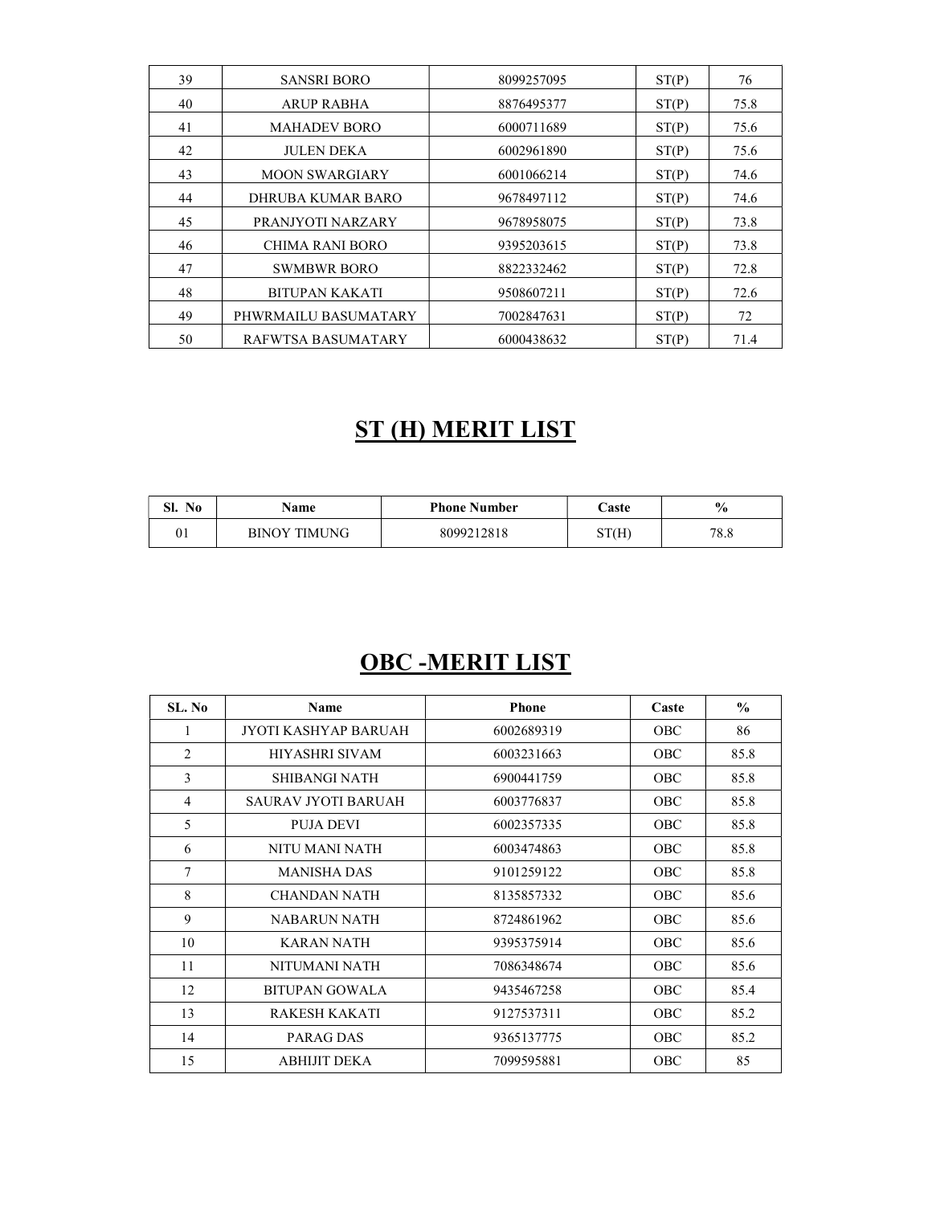| | | | | |
|---|---|---|---|---|
| 39 | SANSRI BORO | 8099257095 | ST(P) | 76 |
| 40 | ARUP RABHA | 8876495377 | ST(P) | 75.8 |
| 41 | MAHADEV BORO | 6000711689 | ST(P) | 75.6 |
| 42 | JULEN DEKA | 6002961890 | ST(P) | 75.6 |
| 43 | MOON SWARGIARY | 6001066214 | ST(P) | 74.6 |
| 44 | DHRUBA KUMAR BARO | 9678497112 | ST(P) | 74.6 |
| 45 | PRANJYOTI NARZARY | 9678958075 | ST(P) | 73.8 |
| 46 | CHIMA RANI BORO | 9395203615 | ST(P) | 73.8 |
| 47 | SWMBWR BORO | 8822332462 | ST(P) | 72.8 |
| 48 | BITUPAN KAKATI | 9508607211 | ST(P) | 72.6 |
| 49 | PHWRMAILU BASUMATARY | 7002847631 | ST(P) | 72 |
| 50 | RAFWTSA BASUMATARY | 6000438632 | ST(P) | 71.4 |

## ST (H) MERIT LIST

| Sl. No | Name | Phone Number | Caste | % |
|---|---|---|---|---|
| 01 | BINOY TIMUNG | 8099212818 | ST(H) | 78.8 |

## OBC -MERIT LIST

| SL. No | Name | Phone | Caste | % |
|---|---|---|---|---|
| 1 | JYOTI KASHYAP BARUAH | 6002689319 | OBC | 86 |
| 2 | HIYASHRI SIVAM | 6003231663 | OBC | 85.8 |
| 3 | SHIBANGI NATH | 6900441759 | OBC | 85.8 |
| 4 | SAURAV JYOTI BARUAH | 6003776837 | OBC | 85.8 |
| 5 | PUJA DEVI | 6002357335 | OBC | 85.8 |
| 6 | NITU MANI NATH | 6003474863 | OBC | 85.8 |
| 7 | MANISHA DAS | 9101259122 | OBC | 85.8 |
| 8 | CHANDAN NATH | 8135857332 | OBC | 85.6 |
| 9 | NABARUN NATH | 8724861962 | OBC | 85.6 |
| 10 | KARAN NATH | 9395375914 | OBC | 85.6 |
| 11 | NITUMANI NATH | 7086348674 | OBC | 85.6 |
| 12 | BITUPAN GOWALA | 9435467258 | OBC | 85.4 |
| 13 | RAKESH KAKATI | 9127537311 | OBC | 85.2 |
| 14 | PARAG DAS | 9365137775 | OBC | 85.2 |
| 15 | ABHIJIT DEKA | 7099595881 | OBC | 85 |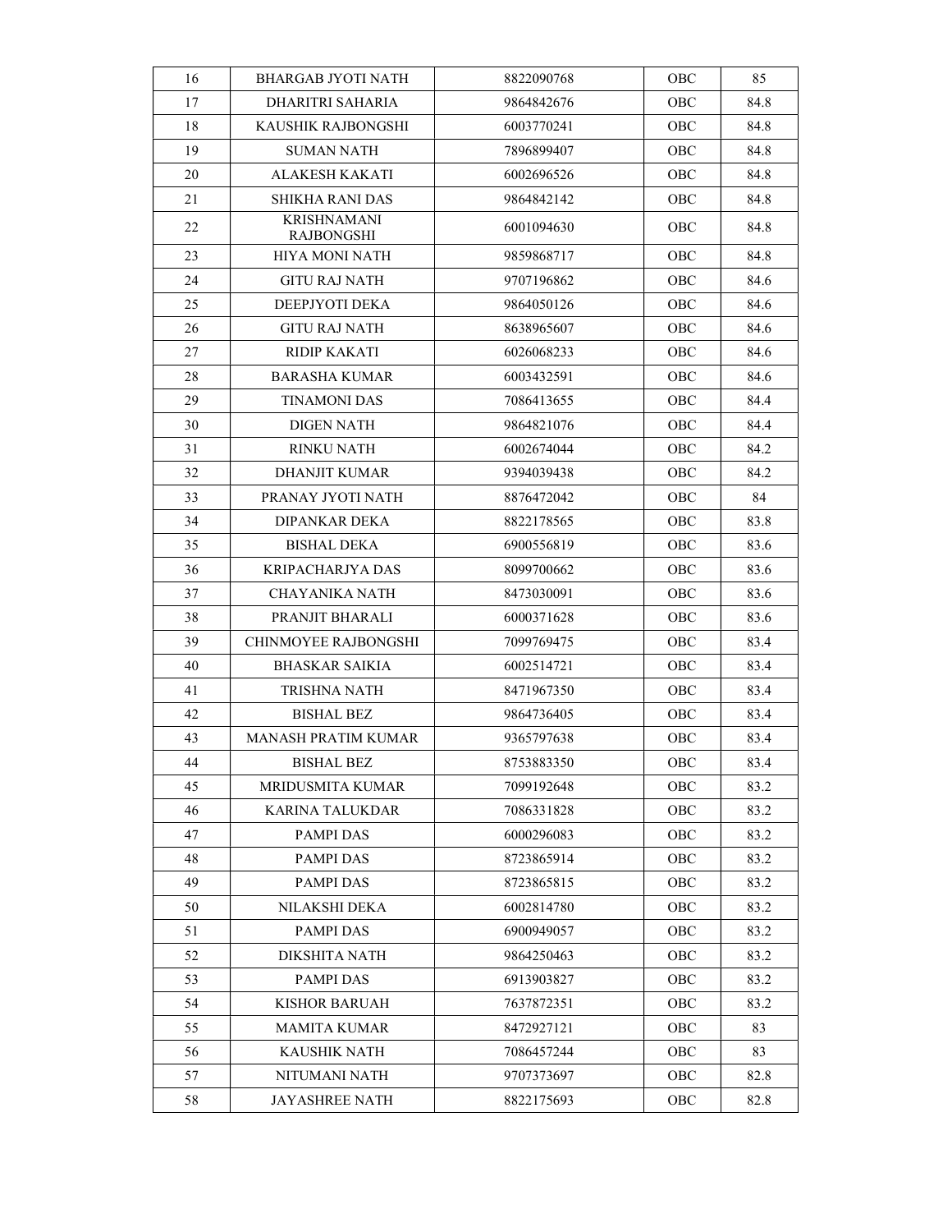| 16 | BHARGAB JYOTI NATH | 8822090768 | OBC | 85 |
|---|---|---|---|---|
| 17 | DHARITRI SAHARIA | 9864842676 | OBC | 84.8 |
| 18 | KAUSHIK RAJBONGSHI | 6003770241 | OBC | 84.8 |
| 19 | SUMAN NATH | 7896899407 | OBC | 84.8 |
| 20 | ALAKESH KAKATI | 6002696526 | OBC | 84.8 |
| 21 | SHIKHA RANI DAS | 9864842142 | OBC | 84.8 |
| 22 | KRISHNAMANI RAJBONGSHI | 6001094630 | OBC | 84.8 |
| 23 | HIYA MONI NATH | 9859868717 | OBC | 84.8 |
| 24 | GITU RAJ NATH | 9707196862 | OBC | 84.6 |
| 25 | DEEPJYOTI DEKA | 9864050126 | OBC | 84.6 |
| 26 | GITU RAJ NATH | 8638965607 | OBC | 84.6 |
| 27 | RIDIP KAKATI | 6026068233 | OBC | 84.6 |
| 28 | BARASHA KUMAR | 6003432591 | OBC | 84.6 |
| 29 | TINAMONI DAS | 7086413655 | OBC | 84.4 |
| 30 | DIGEN NATH | 9864821076 | OBC | 84.4 |
| 31 | RINKU NATH | 6002674044 | OBC | 84.2 |
| 32 | DHANJIT KUMAR | 9394039438 | OBC | 84.2 |
| 33 | PRANAY JYOTI NATH | 8876472042 | OBC | 84 |
| 34 | DIPANKAR DEKA | 8822178565 | OBC | 83.8 |
| 35 | BISHAL DEKA | 6900556819 | OBC | 83.6 |
| 36 | KRIPACHARJYA DAS | 8099700662 | OBC | 83.6 |
| 37 | CHAYANIKA NATH | 8473030091 | OBC | 83.6 |
| 38 | PRANJIT BHARALI | 6000371628 | OBC | 83.6 |
| 39 | CHINMOYEE RAJBONGSHI | 7099769475 | OBC | 83.4 |
| 40 | BHASKAR SAIKIA | 6002514721 | OBC | 83.4 |
| 41 | TRISHNA NATH | 8471967350 | OBC | 83.4 |
| 42 | BISHAL BEZ | 9864736405 | OBC | 83.4 |
| 43 | MANASH PRATIM KUMAR | 9365797638 | OBC | 83.4 |
| 44 | BISHAL BEZ | 8753883350 | OBC | 83.4 |
| 45 | MRIDUSMITA KUMAR | 7099192648 | OBC | 83.2 |
| 46 | KARINA TALUKDAR | 7086331828 | OBC | 83.2 |
| 47 | PAMPI DAS | 6000296083 | OBC | 83.2 |
| 48 | PAMPI DAS | 8723865914 | OBC | 83.2 |
| 49 | PAMPI DAS | 8723865815 | OBC | 83.2 |
| 50 | NILAKSHI DEKA | 6002814780 | OBC | 83.2 |
| 51 | PAMPI DAS | 6900949057 | OBC | 83.2 |
| 52 | DIKSHITA NATH | 9864250463 | OBC | 83.2 |
| 53 | PAMPI DAS | 6913903827 | OBC | 83.2 |
| 54 | KISHOR BARUAH | 7637872351 | OBC | 83.2 |
| 55 | MAMITA KUMAR | 8472927121 | OBC | 83 |
| 56 | KAUSHIK NATH | 7086457244 | OBC | 83 |
| 57 | NITUMANI NATH | 9707373697 | OBC | 82.8 |
| 58 | JAYASHREE NATH | 8822175693 | OBC | 82.8 |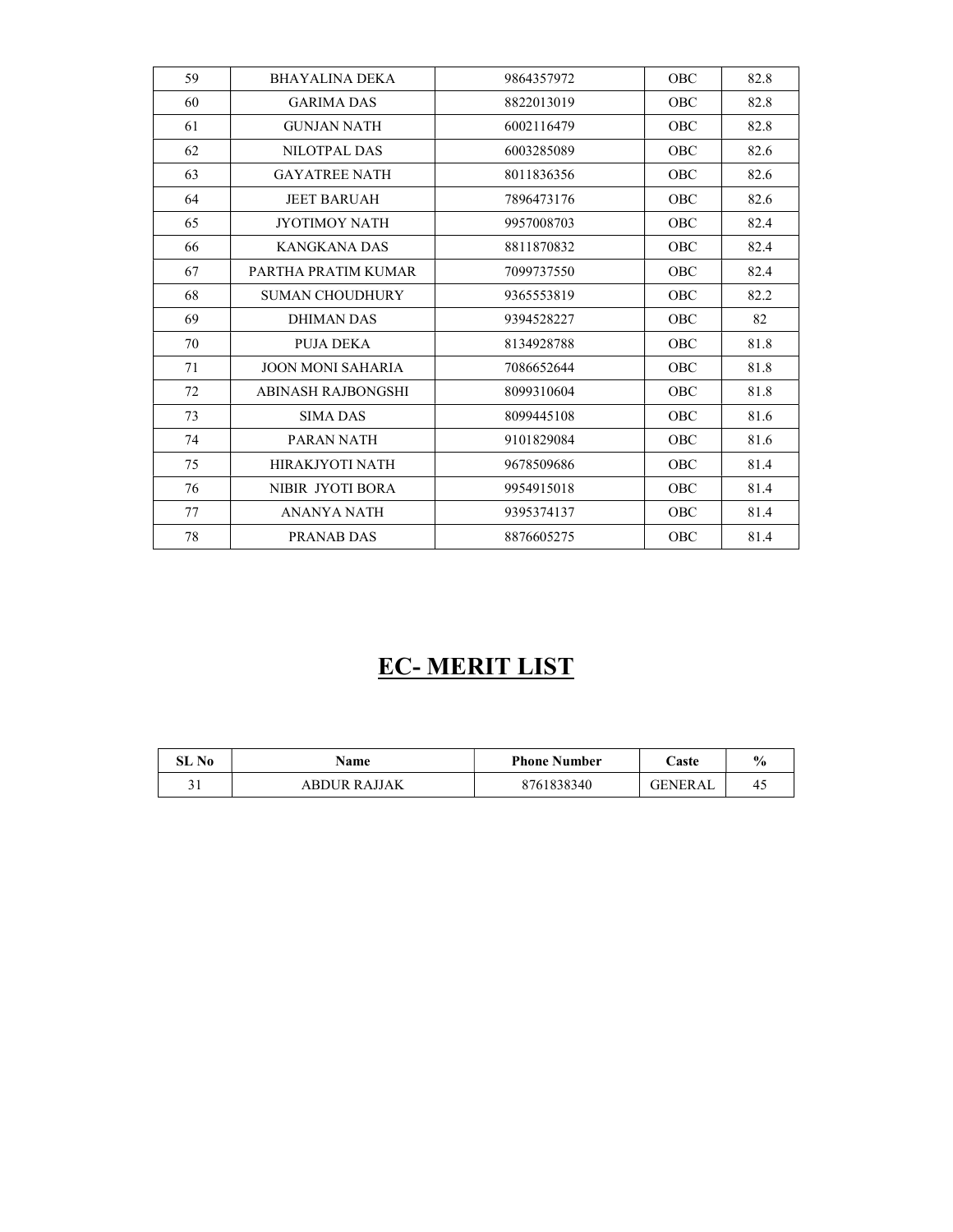| 59 | BHAYALINA DEKA | 9864357972 | OBC | 82.8 |
|---|---|---|---|---|
| 60 | GARIMA DAS | 8822013019 | OBC | 82.8 |
| 61 | GUNJAN NATH | 6002116479 | OBC | 82.8 |
| 62 | NILOTPAL DAS | 6003285089 | OBC | 82.6 |
| 63 | GAYATREE NATH | 8011836356 | OBC | 82.6 |
| 64 | JEET BARUAH | 7896473176 | OBC | 82.6 |
| 65 | JYOTIMOY NATH | 9957008703 | OBC | 82.4 |
| 66 | KANGKANA DAS | 8811870832 | OBC | 82.4 |
| 67 | PARTHA PRATIM KUMAR | 7099737550 | OBC | 82.4 |
| 68 | SUMAN CHOUDHURY | 9365553819 | OBC | 82.2 |
| 69 | DHIMAN DAS | 9394528227 | OBC | 82 |
| 70 | PUJA DEKA | 8134928788 | OBC | 81.8 |
| 71 | JOON MONI SAHARIA | 7086652644 | OBC | 81.8 |
| 72 | ABINASH RAJBONGSHI | 8099310604 | OBC | 81.8 |
| 73 | SIMA DAS | 8099445108 | OBC | 81.6 |
| 74 | PARAN NATH | 9101829084 | OBC | 81.6 |
| 75 | HIRAKJYOTI NATH | 9678509686 | OBC | 81.4 |
| 76 | NIBIR JYOTI BORA | 9954915018 | OBC | 81.4 |
| 77 | ANANYA NATH | 9395374137 | OBC | 81.4 |
| 78 | PRANAB DAS | 8876605275 | OBC | 81.4 |

# EC- MERIT LIST

| SL No | Name | Phone Number | Caste | % |
|---|---|---|---|---|
| 31 | ABDUR RAJJAK | 8761838340 | GENERAL | 45 |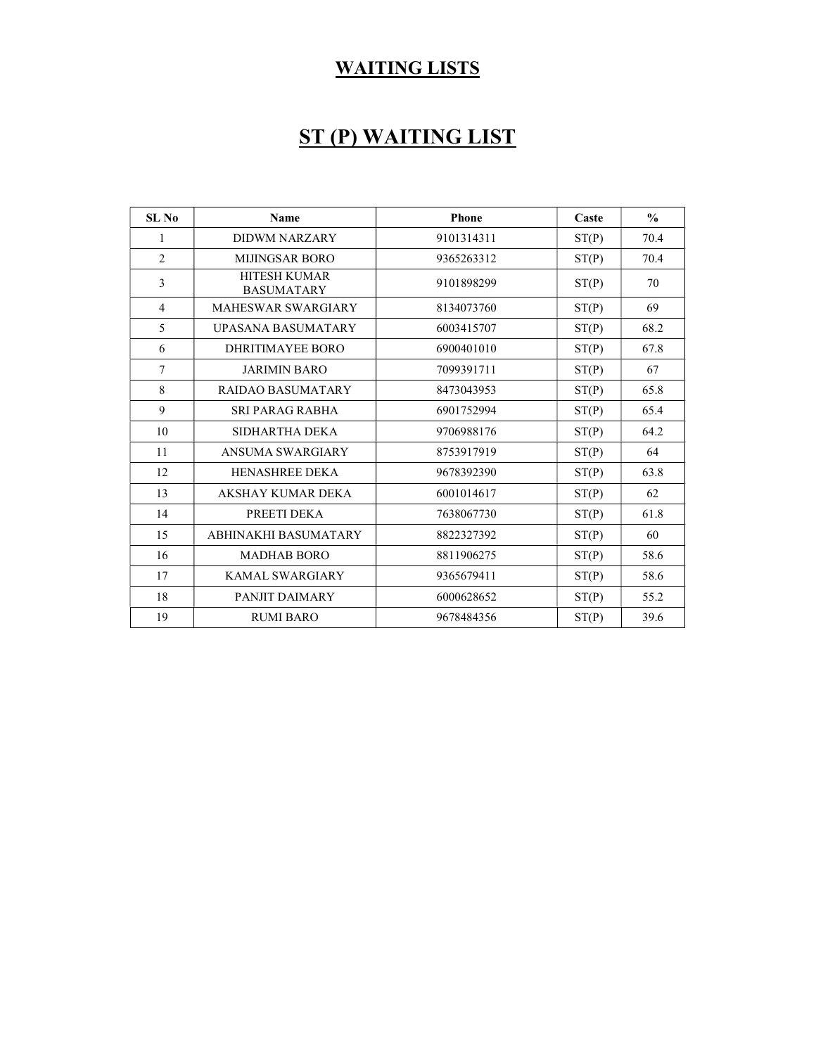# WAITING LISTS

## ST (P) WAITING LIST

| SL No | Name | Phone | Caste | % |
|---|---|---|---|---|
| 1 | DIDWM NARZARY | 9101314311 | ST(P) | 70.4 |
| 2 | MIJINGSAR BORO | 9365263312 | ST(P) | 70.4 |
| 3 | HITESH KUMAR BASUMATARY | 9101898299 | ST(P) | 70 |
| 4 | MAHESWAR SWARGIARY | 8134073760 | ST(P) | 69 |
| 5 | UPASANA BASUMATARY | 6003415707 | ST(P) | 68.2 |
| 6 | DHRITIMAYEE BORO | 6900401010 | ST(P) | 67.8 |
| 7 | JARIMIN BARO | 7099391711 | ST(P) | 67 |
| 8 | RAIDAO BASUMATARY | 8473043953 | ST(P) | 65.8 |
| 9 | SRI PARAG RABHA | 6901752994 | ST(P) | 65.4 |
| 10 | SIDHARTHA DEKA | 9706988176 | ST(P) | 64.2 |
| 11 | ANSUMA SWARGIARY | 8753917919 | ST(P) | 64 |
| 12 | HENASHREE DEKA | 9678392390 | ST(P) | 63.8 |
| 13 | AKSHAY KUMAR DEKA | 6001014617 | ST(P) | 62 |
| 14 | PREETI DEKA | 7638067730 | ST(P) | 61.8 |
| 15 | ABHINAKHI BASUMATARY | 8822327392 | ST(P) | 60 |
| 16 | MADHAB BORO | 8811906275 | ST(P) | 58.6 |
| 17 | KAMAL SWARGIARY | 9365679411 | ST(P) | 58.6 |
| 18 | PANJIT DAIMARY | 6000628652 | ST(P) | 55.2 |
| 19 | RUMI BARO | 9678484356 | ST(P) | 39.6 |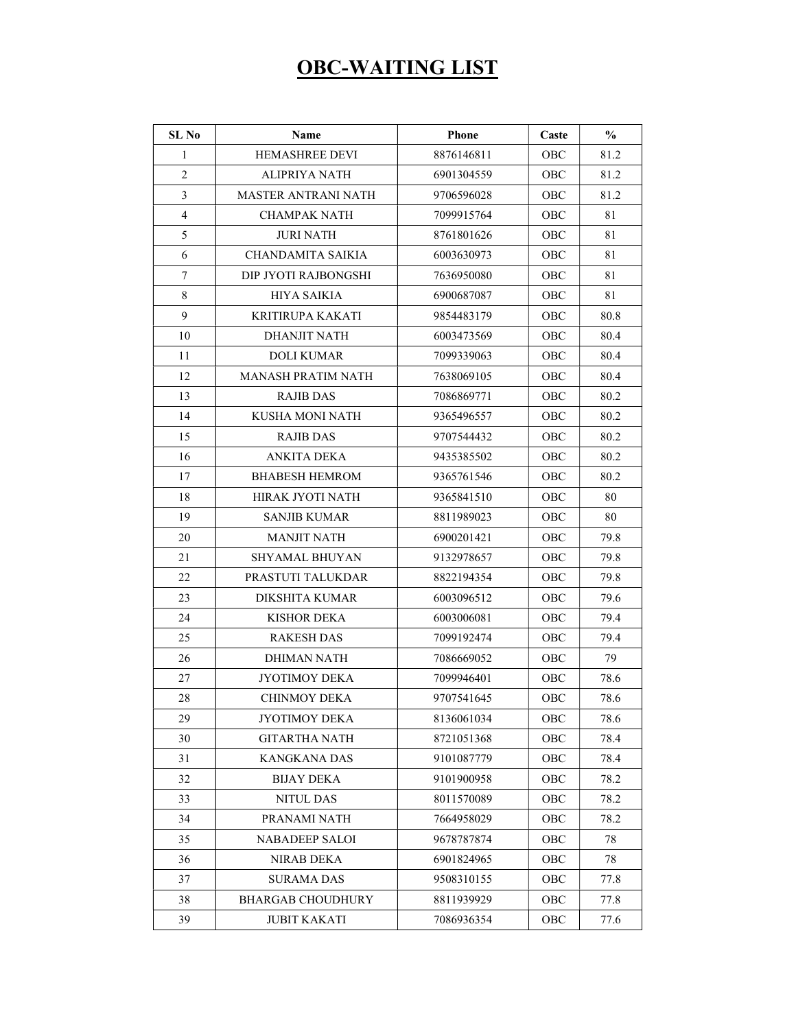# OBC-WAITING LIST

| SL No | Name | Phone | Caste | % |
|---|---|---|---|---|
| 1 | HEMASHREE DEVI | 8876146811 | OBC | 81.2 |
| 2 | ALIPRIYA NATH | 6901304559 | OBC | 81.2 |
| 3 | MASTER ANTRANI NATH | 9706596028 | OBC | 81.2 |
| 4 | CHAMPAK NATH | 7099915764 | OBC | 81 |
| 5 | JURI NATH | 8761801626 | OBC | 81 |
| 6 | CHANDAMITA SAIKIA | 6003630973 | OBC | 81 |
| 7 | DIP JYOTI RAJBONGSHI | 7636950080 | OBC | 81 |
| 8 | HIYA SAIKIA | 6900687087 | OBC | 81 |
| 9 | KRITIRUPA KAKATI | 9854483179 | OBC | 80.8 |
| 10 | DHANJIT NATH | 6003473569 | OBC | 80.4 |
| 11 | DOLI KUMAR | 7099339063 | OBC | 80.4 |
| 12 | MANASH PRATIM NATH | 7638069105 | OBC | 80.4 |
| 13 | RAJIB DAS | 7086869771 | OBC | 80.2 |
| 14 | KUSHA MONI NATH | 9365496557 | OBC | 80.2 |
| 15 | RAJIB DAS | 9707544432 | OBC | 80.2 |
| 16 | ANKITA DEKA | 9435385502 | OBC | 80.2 |
| 17 | BHABESH HEMROM | 9365761546 | OBC | 80.2 |
| 18 | HIRAK JYOTI NATH | 9365841510 | OBC | 80 |
| 19 | SANJIB KUMAR | 8811989023 | OBC | 80 |
| 20 | MANJIT NATH | 6900201421 | OBC | 79.8 |
| 21 | SHYAMAL BHUYAN | 9132978657 | OBC | 79.8 |
| 22 | PRASTUTI TALUKDAR | 8822194354 | OBC | 79.8 |
| 23 | DIKSHITA KUMAR | 6003096512 | OBC | 79.6 |
| 24 | KISHOR DEKA | 6003006081 | OBC | 79.4 |
| 25 | RAKESH DAS | 7099192474 | OBC | 79.4 |
| 26 | DHIMAN NATH | 7086669052 | OBC | 79 |
| 27 | JYOTIMOY DEKA | 7099946401 | OBC | 78.6 |
| 28 | CHINMOY DEKA | 9707541645 | OBC | 78.6 |
| 29 | JYOTIMOY DEKA | 8136061034 | OBC | 78.6 |
| 30 | GITARTHA NATH | 8721051368 | OBC | 78.4 |
| 31 | KANGKANA DAS | 9101087779 | OBC | 78.4 |
| 32 | BIJAY DEKA | 9101900958 | OBC | 78.2 |
| 33 | NITUL DAS | 8011570089 | OBC | 78.2 |
| 34 | PRANAMI NATH | 7664958029 | OBC | 78.2 |
| 35 | NABADEEP SALOI | 9678787874 | OBC | 78 |
| 36 | NIRAB DEKA | 6901824965 | OBC | 78 |
| 37 | SURAMA DAS | 9508310155 | OBC | 77.8 |
| 38 | BHARGAB CHOUDHURY | 8811939929 | OBC | 77.8 |
| 39 | JUBIT KAKATI | 7086936354 | OBC | 77.6 |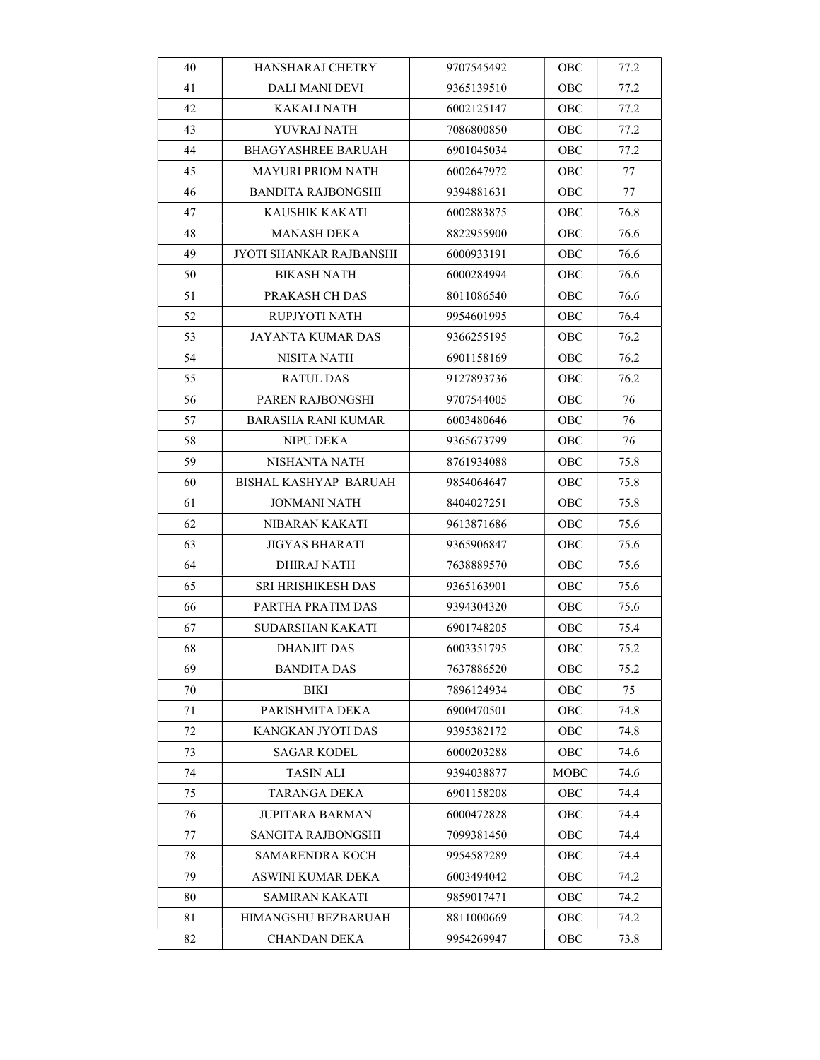| 40 | HANSHARAJ CHETRY | 9707545492 | OBC | 77.2 |
|---|---|---|---|---|
| 41 | DALI MANI DEVI | 9365139510 | OBC | 77.2 |
| 42 | KAKALI NATH | 6002125147 | OBC | 77.2 |
| 43 | YUVRAJ NATH | 7086800850 | OBC | 77.2 |
| 44 | BHAGYASHREE BARUAH | 6901045034 | OBC | 77.2 |
| 45 | MAYURI PRIOM NATH | 6002647972 | OBC | 77 |
| 46 | BANDITA RAJBONGSHI | 9394881631 | OBC | 77 |
| 47 | KAUSHIK KAKATI | 6002883875 | OBC | 76.8 |
| 48 | MANASH DEKA | 8822955900 | OBC | 76.6 |
| 49 | JYOTI SHANKAR RAJBANSHI | 6000933191 | OBC | 76.6 |
| 50 | BIKASH NATH | 6000284994 | OBC | 76.6 |
| 51 | PRAKASH CH DAS | 8011086540 | OBC | 76.6 |
| 52 | RUPJYOTI NATH | 9954601995 | OBC | 76.4 |
| 53 | JAYANTA KUMAR DAS | 9366255195 | OBC | 76.2 |
| 54 | NISITA NATH | 6901158169 | OBC | 76.2 |
| 55 | RATUL DAS | 9127893736 | OBC | 76.2 |
| 56 | PAREN RAJBONGSHI | 9707544005 | OBC | 76 |
| 57 | BARASHA RANI KUMAR | 6003480646 | OBC | 76 |
| 58 | NIPU DEKA | 9365673799 | OBC | 76 |
| 59 | NISHANTA NATH | 8761934088 | OBC | 75.8 |
| 60 | BISHAL KASHYAP BARUAH | 9854064647 | OBC | 75.8 |
| 61 | JONMANI NATH | 8404027251 | OBC | 75.8 |
| 62 | NIBARAN KAKATI | 9613871686 | OBC | 75.6 |
| 63 | JIGYAS BHARATI | 9365906847 | OBC | 75.6 |
| 64 | DHIRAJ NATH | 7638889570 | OBC | 75.6 |
| 65 | SRI HRISHIKESH DAS | 9365163901 | OBC | 75.6 |
| 66 | PARTHA PRATIM DAS | 9394304320 | OBC | 75.6 |
| 67 | SUDARSHAN KAKATI | 6901748205 | OBC | 75.4 |
| 68 | DHANJIT DAS | 6003351795 | OBC | 75.2 |
| 69 | BANDITA DAS | 7637886520 | OBC | 75.2 |
| 70 | BIKI | 7896124934 | OBC | 75 |
| 71 | PARISHMITA DEKA | 6900470501 | OBC | 74.8 |
| 72 | KANGKAN JYOTI DAS | 9395382172 | OBC | 74.8 |
| 73 | SAGAR KODEL | 6000203288 | OBC | 74.6 |
| 74 | TASIN ALI | 9394038877 | MOBC | 74.6 |
| 75 | TARANGA DEKA | 6901158208 | OBC | 74.4 |
| 76 | JUPITARA BARMAN | 6000472828 | OBC | 74.4 |
| 77 | SANGITA RAJBONGSHI | 7099381450 | OBC | 74.4 |
| 78 | SAMARENDRA KOCH | 9954587289 | OBC | 74.4 |
| 79 | ASWINI KUMAR DEKA | 6003494042 | OBC | 74.2 |
| 80 | SAMIRAN KAKATI | 9859017471 | OBC | 74.2 |
| 81 | HIMANGSHU BEZBARUAH | 8811000669 | OBC | 74.2 |
| 82 | CHANDAN DEKA | 9954269947 | OBC | 73.8 |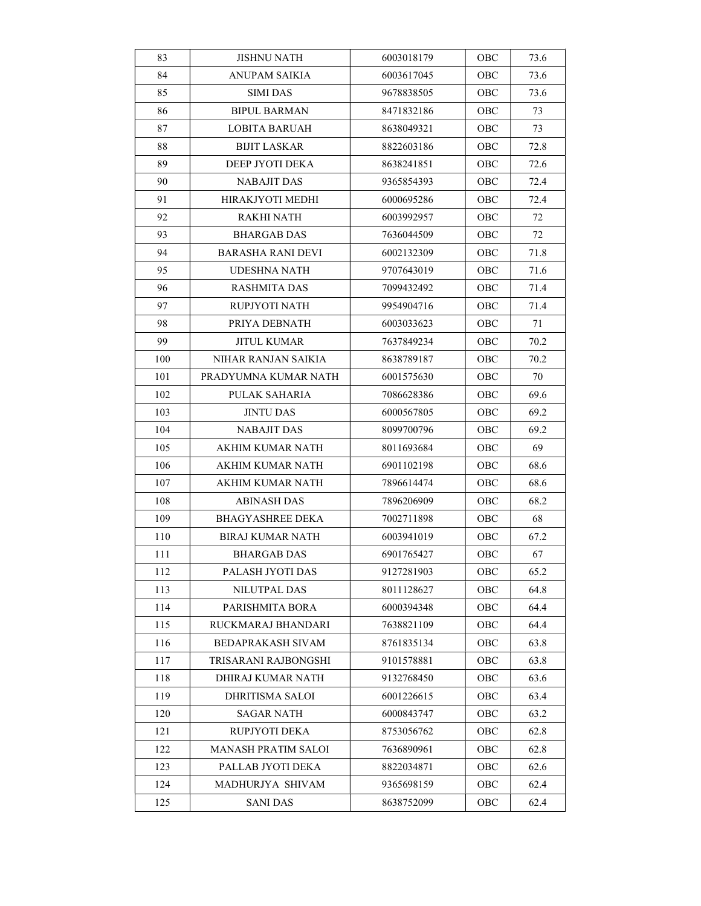| 83 | JISHNU NATH | 6003018179 | OBC | 73.6 |
|---|---|---|---|---|
| 84 | ANUPAM SAIKIA | 6003617045 | OBC | 73.6 |
| 85 | SIMI DAS | 9678838505 | OBC | 73.6 |
| 86 | BIPUL BARMAN | 8471832186 | OBC | 73 |
| 87 | LOBITA BARUAH | 8638049321 | OBC | 73 |
| 88 | BIJIT LASKAR | 8822603186 | OBC | 72.8 |
| 89 | DEEP JYOTI DEKA | 8638241851 | OBC | 72.6 |
| 90 | NABAJIT DAS | 9365854393 | OBC | 72.4 |
| 91 | HIRAKJYOTI MEDHI | 6000695286 | OBC | 72.4 |
| 92 | RAKHI NATH | 6003992957 | OBC | 72 |
| 93 | BHARGAB DAS | 7636044509 | OBC | 72 |
| 94 | BARASHA RANI DEVI | 6002132309 | OBC | 71.8 |
| 95 | UDESHNA NATH | 9707643019 | OBC | 71.6 |
| 96 | RASHMITA DAS | 7099432492 | OBC | 71.4 |
| 97 | RUPJYOTI NATH | 9954904716 | OBC | 71.4 |
| 98 | PRIYA DEBNATH | 6003033623 | OBC | 71 |
| 99 | JITUL KUMAR | 7637849234 | OBC | 70.2 |
| 100 | NIHAR RANJAN SAIKIA | 8638789187 | OBC | 70.2 |
| 101 | PRADYUMNA KUMAR NATH | 6001575630 | OBC | 70 |
| 102 | PULAK SAHARIA | 7086628386 | OBC | 69.6 |
| 103 | JINTU DAS | 6000567805 | OBC | 69.2 |
| 104 | NABAJIT DAS | 8099700796 | OBC | 69.2 |
| 105 | AKHIM KUMAR NATH | 8011693684 | OBC | 69 |
| 106 | AKHIM KUMAR NATH | 6901102198 | OBC | 68.6 |
| 107 | AKHIM KUMAR NATH | 7896614474 | OBC | 68.6 |
| 108 | ABINASH DAS | 7896206909 | OBC | 68.2 |
| 109 | BHAGYASHREE DEKA | 7002711898 | OBC | 68 |
| 110 | BIRAJ KUMAR NATH | 6003941019 | OBC | 67.2 |
| 111 | BHARGAB DAS | 6901765427 | OBC | 67 |
| 112 | PALASH JYOTI DAS | 9127281903 | OBC | 65.2 |
| 113 | NILUTPAL DAS | 8011128627 | OBC | 64.8 |
| 114 | PARISHMITA BORA | 6000394348 | OBC | 64.4 |
| 115 | RUCKMARAJ BHANDARI | 7638821109 | OBC | 64.4 |
| 116 | BEDAPRAKASH SIVAM | 8761835134 | OBC | 63.8 |
| 117 | TRISARANI RAJBONGSHI | 9101578881 | OBC | 63.8 |
| 118 | DHIRAJ KUMAR NATH | 9132768450 | OBC | 63.6 |
| 119 | DHRITISMA SALOI | 6001226615 | OBC | 63.4 |
| 120 | SAGAR NATH | 6000843747 | OBC | 63.2 |
| 121 | RUPJYOTI DEKA | 8753056762 | OBC | 62.8 |
| 122 | MANASH PRATIM SALOI | 7636890961 | OBC | 62.8 |
| 123 | PALLAB JYOTI DEKA | 8822034871 | OBC | 62.6 |
| 124 | MADHURJYA SHIVAM | 9365698159 | OBC | 62.4 |
| 125 | SANI DAS | 8638752099 | OBC | 62.4 |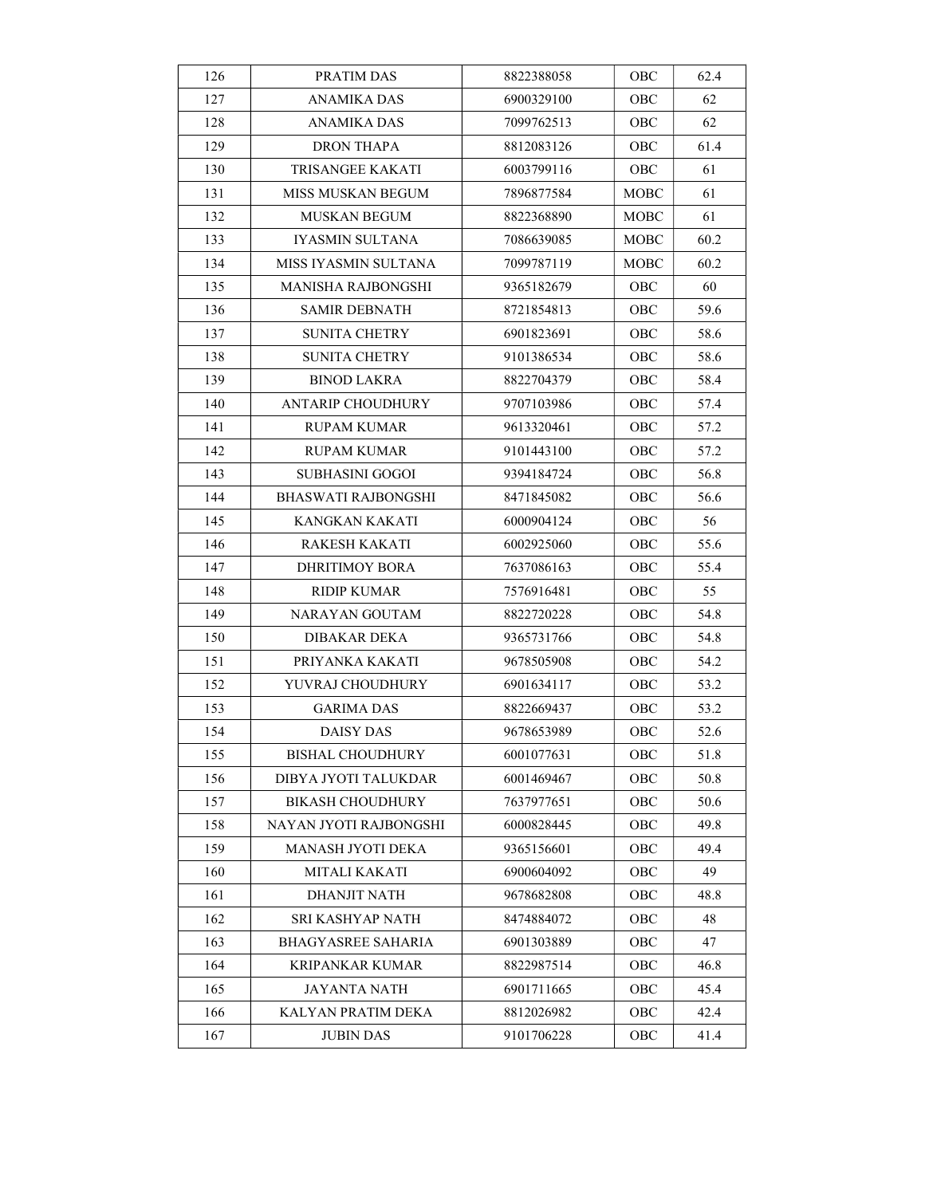| 126 | PRATIM DAS | 8822388058 | OBC | 62.4 |
|---|---|---|---|---|
| 127 | ANAMIKA DAS | 6900329100 | OBC | 62 |
| 128 | ANAMIKA DAS | 7099762513 | OBC | 62 |
| 129 | DRON THAPA | 8812083126 | OBC | 61.4 |
| 130 | TRISANGEE KAKATI | 6003799116 | OBC | 61 |
| 131 | MISS MUSKAN BEGUM | 7896877584 | MOBC | 61 |
| 132 | MUSKAN BEGUM | 8822368890 | MOBC | 61 |
| 133 | IYASMIN SULTANA | 7086639085 | MOBC | 60.2 |
| 134 | MISS IYASMIN SULTANA | 7099787119 | MOBC | 60.2 |
| 135 | MANISHA RAJBONGSHI | 9365182679 | OBC | 60 |
| 136 | SAMIR DEBNATH | 8721854813 | OBC | 59.6 |
| 137 | SUNITA CHETRY | 6901823691 | OBC | 58.6 |
| 138 | SUNITA CHETRY | 9101386534 | OBC | 58.6 |
| 139 | BINOD LAKRA | 8822704379 | OBC | 58.4 |
| 140 | ANTARIP CHOUDHURY | 9707103986 | OBC | 57.4 |
| 141 | RUPAM KUMAR | 9613320461 | OBC | 57.2 |
| 142 | RUPAM KUMAR | 9101443100 | OBC | 57.2 |
| 143 | SUBHASINI GOGOI | 9394184724 | OBC | 56.8 |
| 144 | BHASWATI RAJBONGSHI | 8471845082 | OBC | 56.6 |
| 145 | KANGKAN KAKATI | 6000904124 | OBC | 56 |
| 146 | RAKESH KAKATI | 6002925060 | OBC | 55.6 |
| 147 | DHRITIMOY BORA | 7637086163 | OBC | 55.4 |
| 148 | RIDIP KUMAR | 7576916481 | OBC | 55 |
| 149 | NARAYAN GOUTAM | 8822720228 | OBC | 54.8 |
| 150 | DIBAKAR DEKA | 9365731766 | OBC | 54.8 |
| 151 | PRIYANKA KAKATI | 9678505908 | OBC | 54.2 |
| 152 | YUVRAJ CHOUDHURY | 6901634117 | OBC | 53.2 |
| 153 | GARIMA DAS | 8822669437 | OBC | 53.2 |
| 154 | DAISY DAS | 9678653989 | OBC | 52.6 |
| 155 | BISHAL CHOUDHURY | 6001077631 | OBC | 51.8 |
| 156 | DIBYA JYOTI TALUKDAR | 6001469467 | OBC | 50.8 |
| 157 | BIKASH CHOUDHURY | 7637977651 | OBC | 50.6 |
| 158 | NAYAN JYOTI RAJBONGSHI | 6000828445 | OBC | 49.8 |
| 159 | MANASH JYOTI DEKA | 9365156601 | OBC | 49.4 |
| 160 | MITALI KAKATI | 6900604092 | OBC | 49 |
| 161 | DHANJIT NATH | 9678682808 | OBC | 48.8 |
| 162 | SRI KASHYAP NATH | 8474884072 | OBC | 48 |
| 163 | BHAGYASREE SAHARIA | 6901303889 | OBC | 47 |
| 164 | KRIPANKAR KUMAR | 8822987514 | OBC | 46.8 |
| 165 | JAYANTA NATH | 6901711665 | OBC | 45.4 |
| 166 | KALYAN PRATIM DEKA | 8812026982 | OBC | 42.4 |
| 167 | JUBIN DAS | 9101706228 | OBC | 41.4 |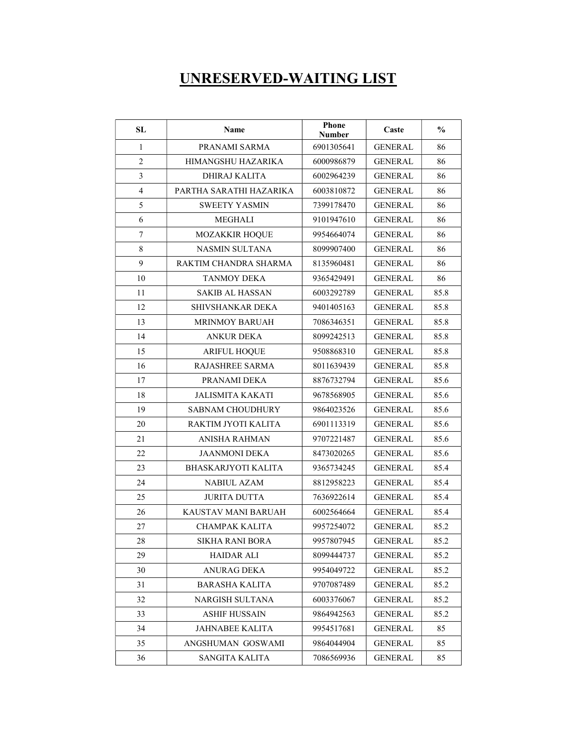# UNRESERVED-WAITING LIST

| SL | Name | Phone Number | Caste | % |
|---|---|---|---|---|
| 1 | PRANAMI SARMA | 6901305641 | GENERAL | 86 |
| 2 | HIMANGSHU HAZARIKA | 6000986879 | GENERAL | 86 |
| 3 | DHIRAJ KALITA | 6002964239 | GENERAL | 86 |
| 4 | PARTHA SARATHI HAZARIKA | 6003810872 | GENERAL | 86 |
| 5 | SWEETY YASMIN | 7399178470 | GENERAL | 86 |
| 6 | MEGHALI | 9101947610 | GENERAL | 86 |
| 7 | MOZAKKIR HOQUE | 9954664074 | GENERAL | 86 |
| 8 | NASMIN SULTANA | 8099907400 | GENERAL | 86 |
| 9 | RAKTIM CHANDRA SHARMA | 8135960481 | GENERAL | 86 |
| 10 | TANMOY DEKA | 9365429491 | GENERAL | 86 |
| 11 | SAKIB AL HASSAN | 6003292789 | GENERAL | 85.8 |
| 12 | SHIVSHANKAR DEKA | 9401405163 | GENERAL | 85.8 |
| 13 | MRINMOY BARUAH | 7086346351 | GENERAL | 85.8 |
| 14 | ANKUR DEKA | 8099242513 | GENERAL | 85.8 |
| 15 | ARIFUL HOQUE | 9508868310 | GENERAL | 85.8 |
| 16 | RAJASHREE SARMA | 8011639439 | GENERAL | 85.8 |
| 17 | PRANAMI DEKA | 8876732794 | GENERAL | 85.6 |
| 18 | JALISMITA KAKATI | 9678568905 | GENERAL | 85.6 |
| 19 | SABNAM CHOUDHURY | 9864023526 | GENERAL | 85.6 |
| 20 | RAKTIM JYOTI KALITA | 6901113319 | GENERAL | 85.6 |
| 21 | ANISHA RAHMAN | 9707221487 | GENERAL | 85.6 |
| 22 | JAANMONI DEKA | 8473020265 | GENERAL | 85.6 |
| 23 | BHASKARJYOTI KALITA | 9365734245 | GENERAL | 85.4 |
| 24 | NABIUL AZAM | 8812958223 | GENERAL | 85.4 |
| 25 | JURITA DUTTA | 7636922614 | GENERAL | 85.4 |
| 26 | KAUSTAV MANI BARUAH | 6002564664 | GENERAL | 85.4 |
| 27 | CHAMPAK KALITA | 9957254072 | GENERAL | 85.2 |
| 28 | SIKHA RANI BORA | 9957807945 | GENERAL | 85.2 |
| 29 | HAIDAR ALI | 8099444737 | GENERAL | 85.2 |
| 30 | ANURAG DEKA | 9954049722 | GENERAL | 85.2 |
| 31 | BARASHA KALITA | 9707087489 | GENERAL | 85.2 |
| 32 | NARGISH SULTANA | 6003376067 | GENERAL | 85.2 |
| 33 | ASHIF HUSSAIN | 9864942563 | GENERAL | 85.2 |
| 34 | JAHNABEE KALITA | 9954517681 | GENERAL | 85 |
| 35 | ANGSHUMAN GOSWAMI | 9864044904 | GENERAL | 85 |
| 36 | SANGITA KALITA | 7086569936 | GENERAL | 85 |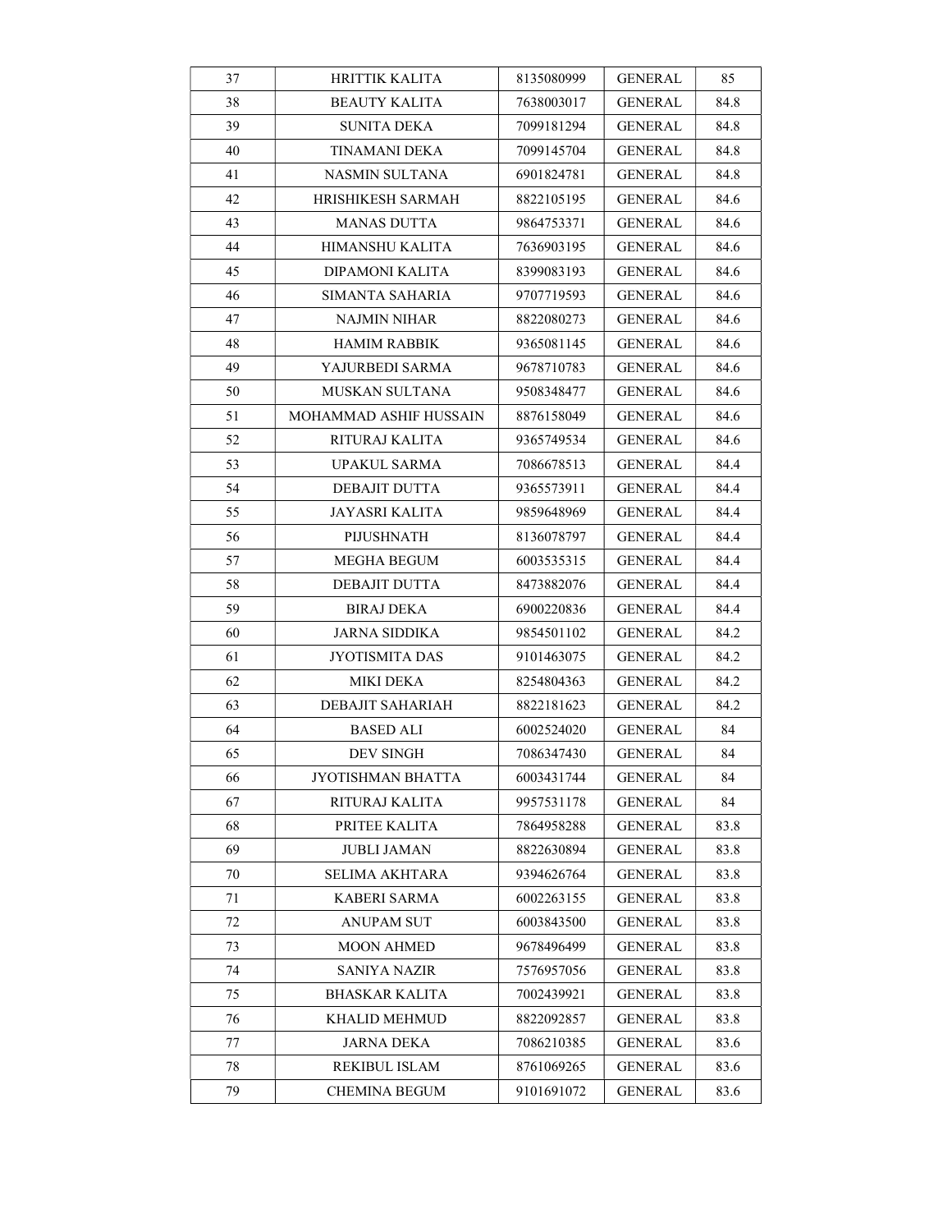| 37 | HRITTIK KALITA | 8135080999 | GENERAL | 85 |
|---|---|---|---|---|
| 38 | BEAUTY KALITA | 7638003017 | GENERAL | 84.8 |
| 39 | SUNITA DEKA | 7099181294 | GENERAL | 84.8 |
| 40 | TINAMANI DEKA | 7099145704 | GENERAL | 84.8 |
| 41 | NASMIN SULTANA | 6901824781 | GENERAL | 84.8 |
| 42 | HRISHIKESH SARMAH | 8822105195 | GENERAL | 84.6 |
| 43 | MANAS DUTTA | 9864753371 | GENERAL | 84.6 |
| 44 | HIMANSHU KALITA | 7636903195 | GENERAL | 84.6 |
| 45 | DIPAMONI KALITA | 8399083193 | GENERAL | 84.6 |
| 46 | SIMANTA SAHARIA | 9707719593 | GENERAL | 84.6 |
| 47 | NAJMIN NIHAR | 8822080273 | GENERAL | 84.6 |
| 48 | HAMIM RABBIK | 9365081145 | GENERAL | 84.6 |
| 49 | YAJURBEDI SARMA | 9678710783 | GENERAL | 84.6 |
| 50 | MUSKAN SULTANA | 9508348477 | GENERAL | 84.6 |
| 51 | MOHAMMAD ASHIF HUSSAIN | 8876158049 | GENERAL | 84.6 |
| 52 | RITURAJ KALITA | 9365749534 | GENERAL | 84.6 |
| 53 | UPAKUL SARMA | 7086678513 | GENERAL | 84.4 |
| 54 | DEBAJIT DUTTA | 9365573911 | GENERAL | 84.4 |
| 55 | JAYASRI KALITA | 9859648969 | GENERAL | 84.4 |
| 56 | PIJUSHNATH | 8136078797 | GENERAL | 84.4 |
| 57 | MEGHA BEGUM | 6003535315 | GENERAL | 84.4 |
| 58 | DEBAJIT DUTTA | 8473882076 | GENERAL | 84.4 |
| 59 | BIRAJ DEKA | 6900220836 | GENERAL | 84.4 |
| 60 | JARNA SIDDIKA | 9854501102 | GENERAL | 84.2 |
| 61 | JYOTISMITA DAS | 9101463075 | GENERAL | 84.2 |
| 62 | MIKI DEKA | 8254804363 | GENERAL | 84.2 |
| 63 | DEBAJIT SAHARIAH | 8822181623 | GENERAL | 84.2 |
| 64 | BASED ALI | 6002524020 | GENERAL | 84 |
| 65 | DEV SINGH | 7086347430 | GENERAL | 84 |
| 66 | JYOTISHMAN BHATTA | 6003431744 | GENERAL | 84 |
| 67 | RITURAJ KALITA | 9957531178 | GENERAL | 84 |
| 68 | PRITEE KALITA | 7864958288 | GENERAL | 83.8 |
| 69 | JUBLI JAMAN | 8822630894 | GENERAL | 83.8 |
| 70 | SELIMA AKHTARA | 9394626764 | GENERAL | 83.8 |
| 71 | KABERI SARMA | 6002263155 | GENERAL | 83.8 |
| 72 | ANUPAM SUT | 6003843500 | GENERAL | 83.8 |
| 73 | MOON AHMED | 9678496499 | GENERAL | 83.8 |
| 74 | SANIYA NAZIR | 7576957056 | GENERAL | 83.8 |
| 75 | BHASKAR KALITA | 7002439921 | GENERAL | 83.8 |
| 76 | KHALID MEHMUD | 8822092857 | GENERAL | 83.8 |
| 77 | JARNA DEKA | 7086210385 | GENERAL | 83.6 |
| 78 | REKIBUL ISLAM | 8761069265 | GENERAL | 83.6 |
| 79 | CHEMINA BEGUM | 9101691072 | GENERAL | 83.6 |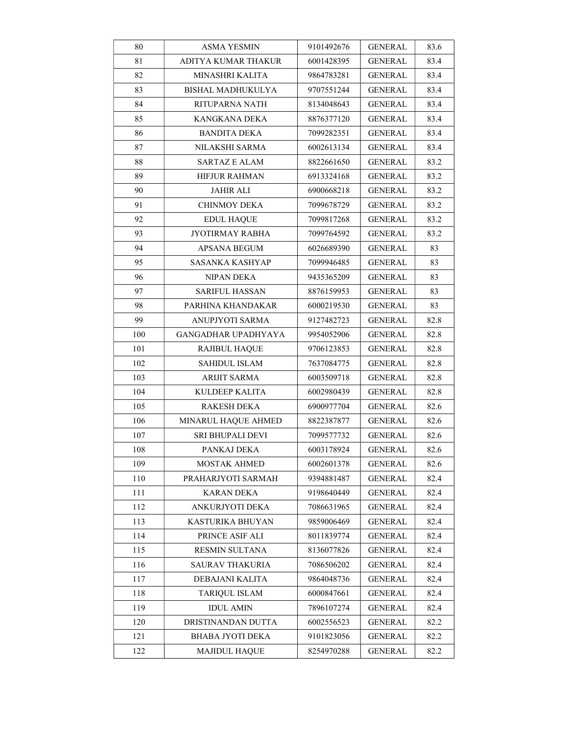| 80 | ASMA YESMIN | 9101492676 | GENERAL | 83.6 |
|---|---|---|---|---|
| 81 | ADITYA KUMAR THAKUR | 6001428395 | GENERAL | 83.4 |
| 82 | MINASHRI KALITA | 9864783281 | GENERAL | 83.4 |
| 83 | BISHAL MADHUKULYA | 9707551244 | GENERAL | 83.4 |
| 84 | RITUPARNA NATH | 8134048643 | GENERAL | 83.4 |
| 85 | KANGKANA DEKA | 8876377120 | GENERAL | 83.4 |
| 86 | BANDITA DEKA | 7099282351 | GENERAL | 83.4 |
| 87 | NILAKSHI SARMA | 6002613134 | GENERAL | 83.4 |
| 88 | SARTAZ E ALAM | 8822661650 | GENERAL | 83.2 |
| 89 | HIFJUR RAHMAN | 6913324168 | GENERAL | 83.2 |
| 90 | JAHIR ALI | 6900668218 | GENERAL | 83.2 |
| 91 | CHINMOY DEKA | 7099678729 | GENERAL | 83.2 |
| 92 | EDUL HAQUE | 7099817268 | GENERAL | 83.2 |
| 93 | JYOTIRMAY RABHA | 7099764592 | GENERAL | 83.2 |
| 94 | APSANA BEGUM | 6026689390 | GENERAL | 83 |
| 95 | SASANKA KASHYAP | 7099946485 | GENERAL | 83 |
| 96 | NIPAN DEKA | 9435365209 | GENERAL | 83 |
| 97 | SARIFUL HASSAN | 8876159953 | GENERAL | 83 |
| 98 | PARHINA KHANDAKAR | 6000219530 | GENERAL | 83 |
| 99 | ANUPJYOTI SARMA | 9127482723 | GENERAL | 82.8 |
| 100 | GANGADHAR UPADHYAYA | 9954052906 | GENERAL | 82.8 |
| 101 | RAJIBUL HAQUE | 9706123853 | GENERAL | 82.8 |
| 102 | SAHIDUL ISLAM | 7637084775 | GENERAL | 82.8 |
| 103 | ARIJIT SARMA | 6003509718 | GENERAL | 82.8 |
| 104 | KULDEEP KALITA | 6002980439 | GENERAL | 82.8 |
| 105 | RAKESH DEKA | 6900977704 | GENERAL | 82.6 |
| 106 | MINARUL HAQUE AHMED | 8822387877 | GENERAL | 82.6 |
| 107 | SRI BHUPALI DEVI | 7099577732 | GENERAL | 82.6 |
| 108 | PANKAJ DEKA | 6003178924 | GENERAL | 82.6 |
| 109 | MOSTAK AHMED | 6002601378 | GENERAL | 82.6 |
| 110 | PRAHARJYOTI SARMAH | 9394881487 | GENERAL | 82.4 |
| 111 | KARAN DEKA | 9198640449 | GENERAL | 82.4 |
| 112 | ANKURJYOTI DEKA | 7086631965 | GENERAL | 82.4 |
| 113 | KASTURIKA BHUYAN | 9859006469 | GENERAL | 82.4 |
| 114 | PRINCE ASIF ALI | 8011839774 | GENERAL | 82.4 |
| 115 | RESMIN SULTANA | 8136077826 | GENERAL | 82.4 |
| 116 | SAURAV THAKURIA | 7086506202 | GENERAL | 82.4 |
| 117 | DEBAJANI KALITA | 9864048736 | GENERAL | 82.4 |
| 118 | TARIQUL ISLAM | 6000847661 | GENERAL | 82.4 |
| 119 | IDUL AMIN | 7896107274 | GENERAL | 82.4 |
| 120 | DRISTINANDAN DUTTA | 6002556523 | GENERAL | 82.2 |
| 121 | BHABA JYOTI DEKA | 9101823056 | GENERAL | 82.2 |
| 122 | MAJIDUL HAQUE | 8254970288 | GENERAL | 82.2 |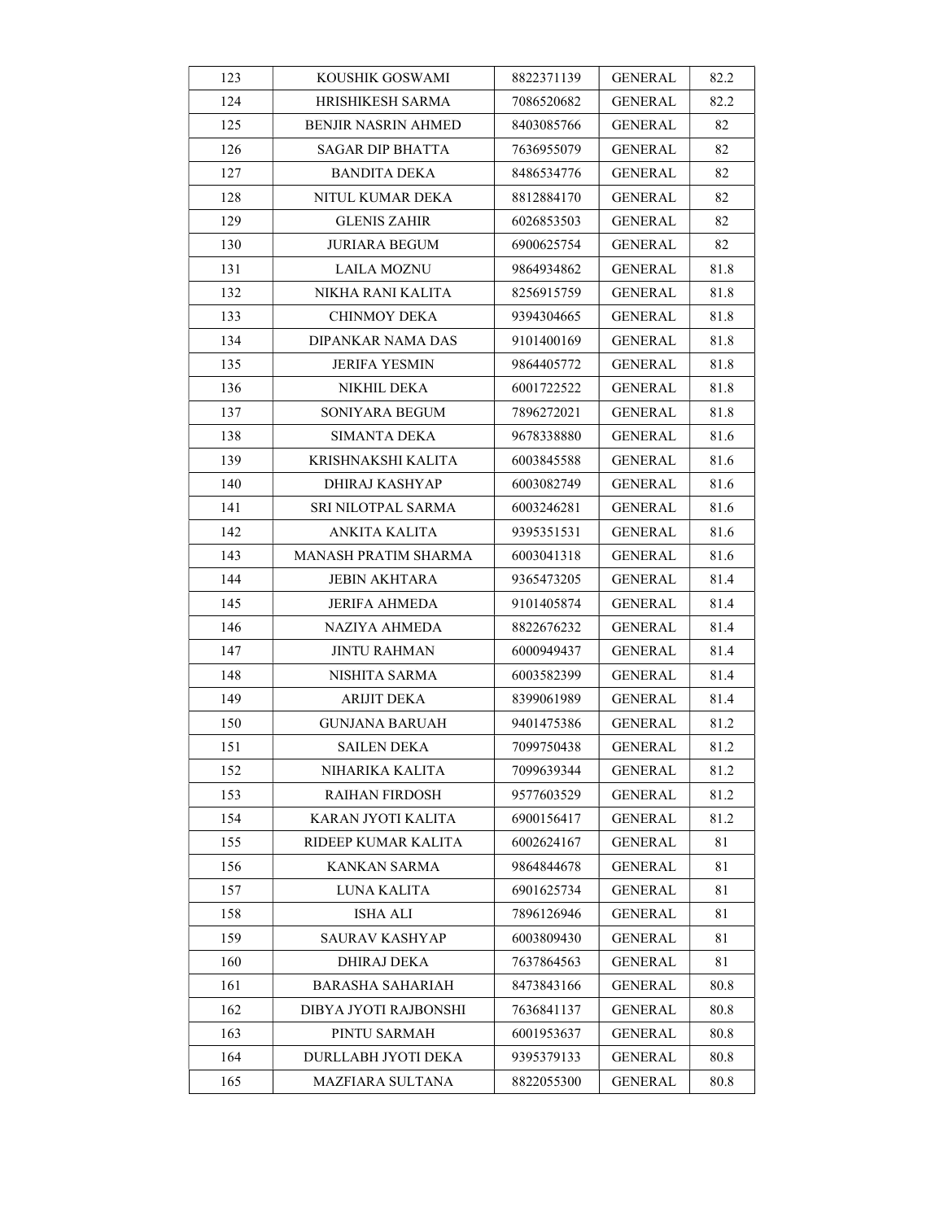| 123 | KOUSHIK GOSWAMI | 8822371139 | GENERAL | 82.2 |
|---|---|---|---|---|
| 124 | HRISHIKESH SARMA | 7086520682 | GENERAL | 82.2 |
| 125 | BENJIR NASRIN AHMED | 8403085766 | GENERAL | 82 |
| 126 | SAGAR DIP BHATTA | 7636955079 | GENERAL | 82 |
| 127 | BANDITA DEKA | 8486534776 | GENERAL | 82 |
| 128 | NITUL KUMAR DEKA | 8812884170 | GENERAL | 82 |
| 129 | GLENIS ZAHIR | 6026853503 | GENERAL | 82 |
| 130 | JURIARA BEGUM | 6900625754 | GENERAL | 82 |
| 131 | LAILA MOZNU | 9864934862 | GENERAL | 81.8 |
| 132 | NIKHA RANI KALITA | 8256915759 | GENERAL | 81.8 |
| 133 | CHINMOY DEKA | 9394304665 | GENERAL | 81.8 |
| 134 | DIPANKAR NAMA DAS | 9101400169 | GENERAL | 81.8 |
| 135 | JERIFA YESMIN | 9864405772 | GENERAL | 81.8 |
| 136 | NIKHIL DEKA | 6001722522 | GENERAL | 81.8 |
| 137 | SONIYARA BEGUM | 7896272021 | GENERAL | 81.8 |
| 138 | SIMANTA DEKA | 9678338880 | GENERAL | 81.6 |
| 139 | KRISHNAKSHI KALITA | 6003845588 | GENERAL | 81.6 |
| 140 | DHIRAJ KASHYAP | 6003082749 | GENERAL | 81.6 |
| 141 | SRI NILOTPAL SARMA | 6003246281 | GENERAL | 81.6 |
| 142 | ANKITA KALITA | 9395351531 | GENERAL | 81.6 |
| 143 | MANASH PRATIM SHARMA | 6003041318 | GENERAL | 81.6 |
| 144 | JEBIN AKHTARA | 9365473205 | GENERAL | 81.4 |
| 145 | JERIFA AHMEDA | 9101405874 | GENERAL | 81.4 |
| 146 | NAZIYA AHMEDA | 8822676232 | GENERAL | 81.4 |
| 147 | JINTU RAHMAN | 6000949437 | GENERAL | 81.4 |
| 148 | NISHITA SARMA | 6003582399 | GENERAL | 81.4 |
| 149 | ARIJIT DEKA | 8399061989 | GENERAL | 81.4 |
| 150 | GUNJANA BARUAH | 9401475386 | GENERAL | 81.2 |
| 151 | SAILEN DEKA | 7099750438 | GENERAL | 81.2 |
| 152 | NIHARIKA KALITA | 7099639344 | GENERAL | 81.2 |
| 153 | RAIHAN FIRDOSH | 9577603529 | GENERAL | 81.2 |
| 154 | KARAN JYOTI KALITA | 6900156417 | GENERAL | 81.2 |
| 155 | RIDEEP KUMAR KALITA | 6002624167 | GENERAL | 81 |
| 156 | KANKAN SARMA | 9864844678 | GENERAL | 81 |
| 157 | LUNA KALITA | 6901625734 | GENERAL | 81 |
| 158 | ISHA ALI | 7896126946 | GENERAL | 81 |
| 159 | SAURAV KASHYAP | 6003809430 | GENERAL | 81 |
| 160 | DHIRAJ DEKA | 7637864563 | GENERAL | 81 |
| 161 | BARASHA SAHARIAH | 8473843166 | GENERAL | 80.8 |
| 162 | DIBYA JYOTI RAJBONSHI | 7636841137 | GENERAL | 80.8 |
| 163 | PINTU SARMAH | 6001953637 | GENERAL | 80.8 |
| 164 | DURLLABH JYOTI DEKA | 9395379133 | GENERAL | 80.8 |
| 165 | MAZFIARA SULTANA | 8822055300 | GENERAL | 80.8 |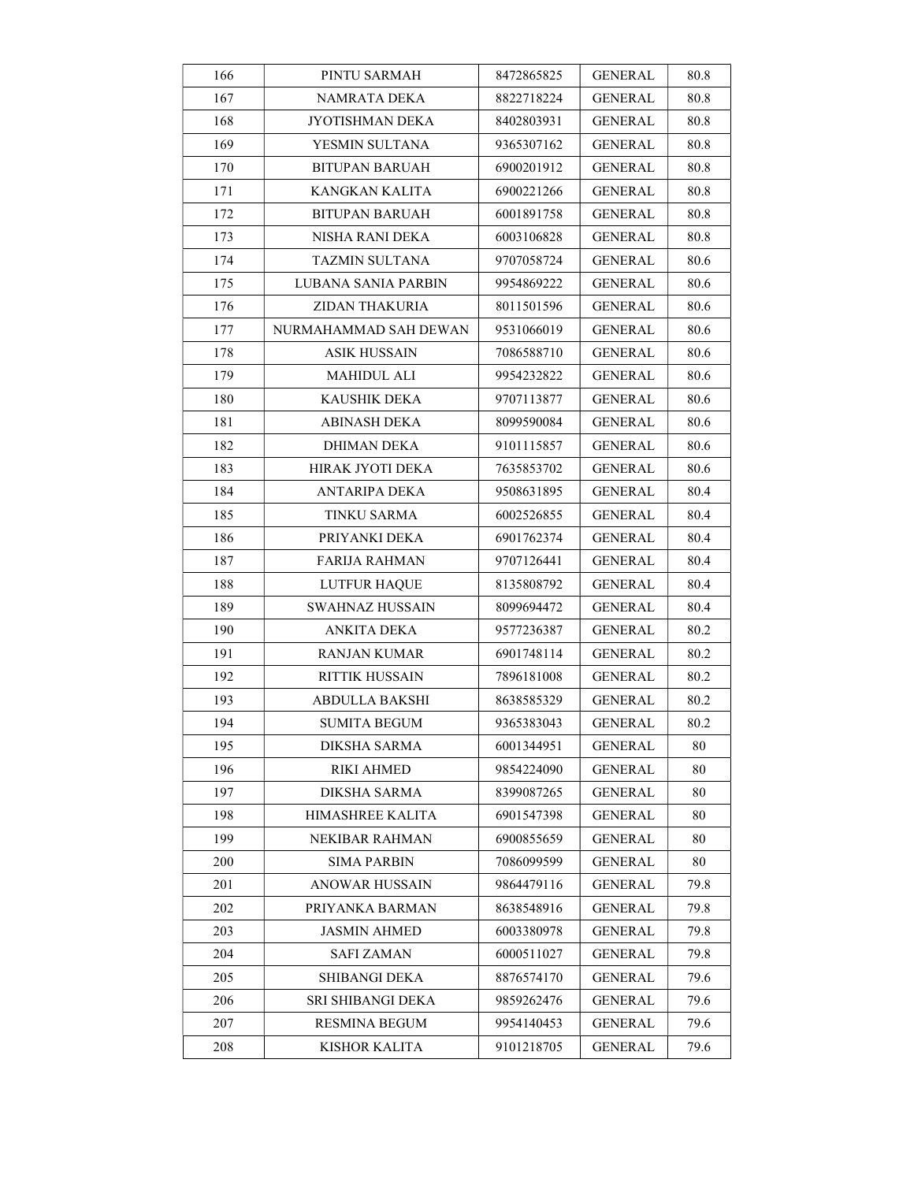| 166 | PINTU SARMAH | 8472865825 | GENERAL | 80.8 |
|---|---|---|---|---|
| 167 | NAMRATA DEKA | 8822718224 | GENERAL | 80.8 |
| 168 | JYOTISHMAN DEKA | 8402803931 | GENERAL | 80.8 |
| 169 | YESMIN SULTANA | 9365307162 | GENERAL | 80.8 |
| 170 | BITUPAN BARUAH | 6900201912 | GENERAL | 80.8 |
| 171 | KANGKAN KALITA | 6900221266 | GENERAL | 80.8 |
| 172 | BITUPAN BARUAH | 6001891758 | GENERAL | 80.8 |
| 173 | NISHA RANI DEKA | 6003106828 | GENERAL | 80.8 |
| 174 | TAZMIN SULTANA | 9707058724 | GENERAL | 80.6 |
| 175 | LUBANA SANIA PARBIN | 9954869222 | GENERAL | 80.6 |
| 176 | ZIDAN THAKURIA | 8011501596 | GENERAL | 80.6 |
| 177 | NURMAHAMMAD SAH DEWAN | 9531066019 | GENERAL | 80.6 |
| 178 | ASIK HUSSAIN | 7086588710 | GENERAL | 80.6 |
| 179 | MAHIDUL ALI | 9954232822 | GENERAL | 80.6 |
| 180 | KAUSHIK DEKA | 9707113877 | GENERAL | 80.6 |
| 181 | ABINASH DEKA | 8099590084 | GENERAL | 80.6 |
| 182 | DHIMAN DEKA | 9101115857 | GENERAL | 80.6 |
| 183 | HIRAK JYOTI DEKA | 7635853702 | GENERAL | 80.6 |
| 184 | ANTARIPA DEKA | 9508631895 | GENERAL | 80.4 |
| 185 | TINKU SARMA | 6002526855 | GENERAL | 80.4 |
| 186 | PRIYANKI DEKA | 6901762374 | GENERAL | 80.4 |
| 187 | FARIJA RAHMAN | 9707126441 | GENERAL | 80.4 |
| 188 | LUTFUR HAQUE | 8135808792 | GENERAL | 80.4 |
| 189 | SWAHNAZ HUSSAIN | 8099694472 | GENERAL | 80.4 |
| 190 | ANKITA DEKA | 9577236387 | GENERAL | 80.2 |
| 191 | RANJAN KUMAR | 6901748114 | GENERAL | 80.2 |
| 192 | RITTIK HUSSAIN | 7896181008 | GENERAL | 80.2 |
| 193 | ABDULLA BAKSHI | 8638585329 | GENERAL | 80.2 |
| 194 | SUMITA BEGUM | 9365383043 | GENERAL | 80.2 |
| 195 | DIKSHA SARMA | 6001344951 | GENERAL | 80 |
| 196 | RIKI AHMED | 9854224090 | GENERAL | 80 |
| 197 | DIKSHA SARMA | 8399087265 | GENERAL | 80 |
| 198 | HIMASHREE KALITA | 6901547398 | GENERAL | 80 |
| 199 | NEKIBAR RAHMAN | 6900855659 | GENERAL | 80 |
| 200 | SIMA PARBIN | 7086099599 | GENERAL | 80 |
| 201 | ANOWAR HUSSAIN | 9864479116 | GENERAL | 79.8 |
| 202 | PRIYANKA BARMAN | 8638548916 | GENERAL | 79.8 |
| 203 | JASMIN AHMED | 6003380978 | GENERAL | 79.8 |
| 204 | SAFI ZAMAN | 6000511027 | GENERAL | 79.8 |
| 205 | SHIBANGI DEKA | 8876574170 | GENERAL | 79.6 |
| 206 | SRI SHIBANGI DEKA | 9859262476 | GENERAL | 79.6 |
| 207 | RESMINA BEGUM | 9954140453 | GENERAL | 79.6 |
| 208 | KISHOR KALITA | 9101218705 | GENERAL | 79.6 |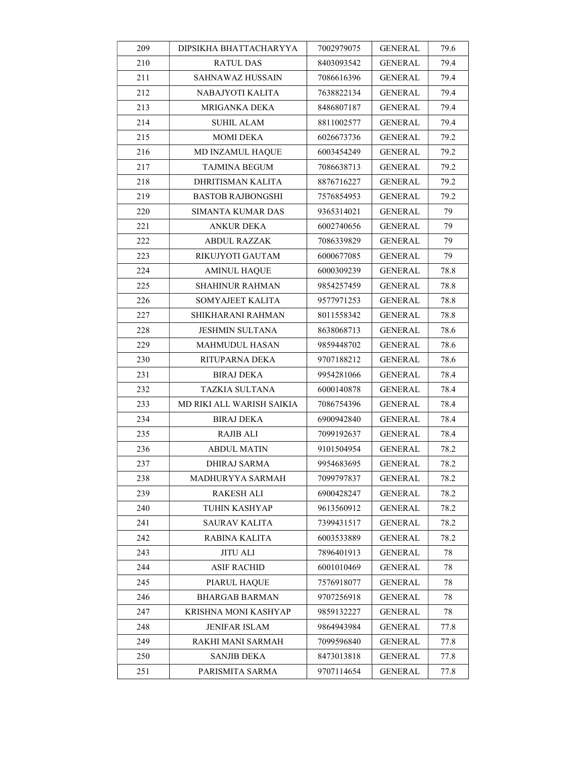| 209 | DIPSIKHA BHATTACHARYYA | 7002979075 | GENERAL | 79.6 |
|---|---|---|---|---|
| 210 | RATUL DAS | 8403093542 | GENERAL | 79.4 |
| 211 | SAHNAWAZ HUSSAIN | 7086616396 | GENERAL | 79.4 |
| 212 | NABAJYOTI KALITA | 7638822134 | GENERAL | 79.4 |
| 213 | MRIGANKA DEKA | 8486807187 | GENERAL | 79.4 |
| 214 | SUHIL ALAM | 8811002577 | GENERAL | 79.4 |
| 215 | MOMI DEKA | 6026673736 | GENERAL | 79.2 |
| 216 | MD INZAMUL HAQUE | 6003454249 | GENERAL | 79.2 |
| 217 | TAJMINA BEGUM | 7086638713 | GENERAL | 79.2 |
| 218 | DHRITISMAN KALITA | 8876716227 | GENERAL | 79.2 |
| 219 | BASTOB RAJBONGSHI | 7576854953 | GENERAL | 79.2 |
| 220 | SIMANTA KUMAR DAS | 9365314021 | GENERAL | 79 |
| 221 | ANKUR DEKA | 6002740656 | GENERAL | 79 |
| 222 | ABDUL RAZZAK | 7086339829 | GENERAL | 79 |
| 223 | RIKUJYOTI GAUTAM | 6000677085 | GENERAL | 79 |
| 224 | AMINUL HAQUE | 6000309239 | GENERAL | 78.8 |
| 225 | SHAHINUR RAHMAN | 9854257459 | GENERAL | 78.8 |
| 226 | SOMYAJEET KALITA | 9577971253 | GENERAL | 78.8 |
| 227 | SHIKHARANI RAHMAN | 8011558342 | GENERAL | 78.8 |
| 228 | JESHMIN SULTANA | 8638068713 | GENERAL | 78.6 |
| 229 | MAHMUDUL HASAN | 9859448702 | GENERAL | 78.6 |
| 230 | RITUPARNA DEKA | 9707188212 | GENERAL | 78.6 |
| 231 | BIRAJ DEKA | 9954281066 | GENERAL | 78.4 |
| 232 | TAZKIA SULTANA | 6000140878 | GENERAL | 78.4 |
| 233 | MD RIKI ALL WARISH SAIKIA | 7086754396 | GENERAL | 78.4 |
| 234 | BIRAJ DEKA | 6900942840 | GENERAL | 78.4 |
| 235 | RAJIB ALI | 7099192637 | GENERAL | 78.4 |
| 236 | ABDUL MATIN | 9101504954 | GENERAL | 78.2 |
| 237 | DHIRAJ SARMA | 9954683695 | GENERAL | 78.2 |
| 238 | MADHURYYA SARMAH | 7099797837 | GENERAL | 78.2 |
| 239 | RAKESH ALI | 6900428247 | GENERAL | 78.2 |
| 240 | TUHIN KASHYAP | 9613560912 | GENERAL | 78.2 |
| 241 | SAURAV KALITA | 7399431517 | GENERAL | 78.2 |
| 242 | RABINA KALITA | 6003533889 | GENERAL | 78.2 |
| 243 | JITU ALI | 7896401913 | GENERAL | 78 |
| 244 | ASIF RACHID | 6001010469 | GENERAL | 78 |
| 245 | PIARUL HAQUE | 7576918077 | GENERAL | 78 |
| 246 | BHARGAB BARMAN | 9707256918 | GENERAL | 78 |
| 247 | KRISHNA MONI KASHYAP | 9859132227 | GENERAL | 78 |
| 248 | JENIFAR ISLAM | 9864943984 | GENERAL | 77.8 |
| 249 | RAKHI MANI SARMAH | 7099596840 | GENERAL | 77.8 |
| 250 | SANJIB DEKA | 8473013818 | GENERAL | 77.8 |
| 251 | PARISMITA SARMA | 9707114654 | GENERAL | 77.8 |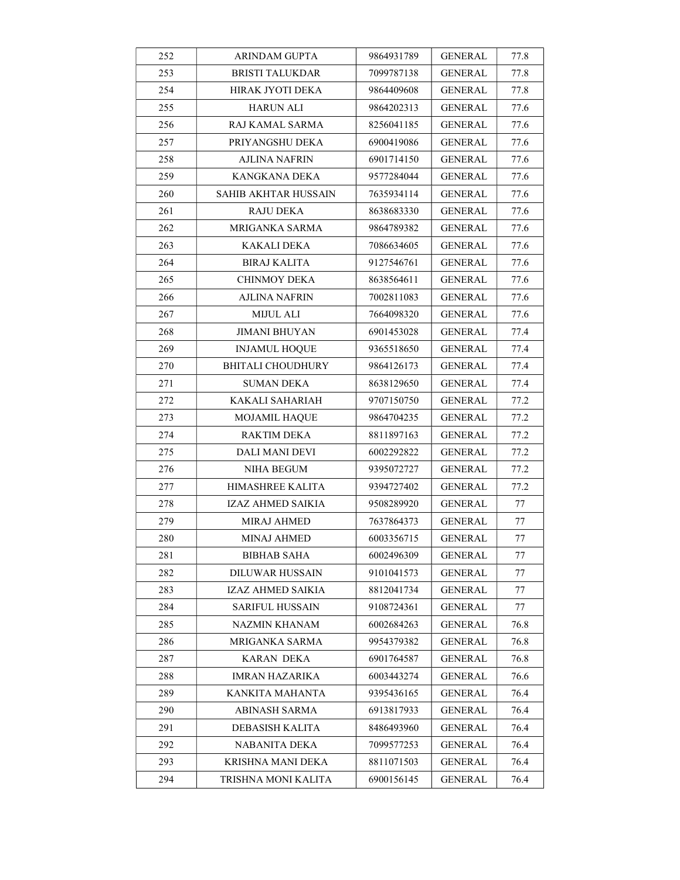| 252 | ARINDAM GUPTA | 9864931789 | GENERAL | 77.8 |
|---|---|---|---|---|
| 253 | BRISTI TALUKDAR | 7099787138 | GENERAL | 77.8 |
| 254 | HIRAK JYOTI DEKA | 9864409608 | GENERAL | 77.8 |
| 255 | HARUN ALI | 9864202313 | GENERAL | 77.6 |
| 256 | RAJ KAMAL SARMA | 8256041185 | GENERAL | 77.6 |
| 257 | PRIYANGSHU DEKA | 6900419086 | GENERAL | 77.6 |
| 258 | AJLINA NAFRIN | 6901714150 | GENERAL | 77.6 |
| 259 | KANGKANA DEKA | 9577284044 | GENERAL | 77.6 |
| 260 | SAHIB AKHTAR HUSSAIN | 7635934114 | GENERAL | 77.6 |
| 261 | RAJU DEKA | 8638683330 | GENERAL | 77.6 |
| 262 | MRIGANKA SARMA | 9864789382 | GENERAL | 77.6 |
| 263 | KAKALI DEKA | 7086634605 | GENERAL | 77.6 |
| 264 | BIRAJ KALITA | 9127546761 | GENERAL | 77.6 |
| 265 | CHINMOY DEKA | 8638564611 | GENERAL | 77.6 |
| 266 | AJLINA NAFRIN | 7002811083 | GENERAL | 77.6 |
| 267 | MIJUL ALI | 7664098320 | GENERAL | 77.6 |
| 268 | JIMANI BHUYAN | 6901453028 | GENERAL | 77.4 |
| 269 | INJAMUL HOQUE | 9365518650 | GENERAL | 77.4 |
| 270 | BHITALI CHOUDHURY | 9864126173 | GENERAL | 77.4 |
| 271 | SUMAN DEKA | 8638129650 | GENERAL | 77.4 |
| 272 | KAKALI SAHARIAH | 9707150750 | GENERAL | 77.2 |
| 273 | MOJAMIL HAQUE | 9864704235 | GENERAL | 77.2 |
| 274 | RAKTIM DEKA | 8811897163 | GENERAL | 77.2 |
| 275 | DALI MANI DEVI | 6002292822 | GENERAL | 77.2 |
| 276 | NIHA BEGUM | 9395072727 | GENERAL | 77.2 |
| 277 | HIMASHREE KALITA | 9394727402 | GENERAL | 77.2 |
| 278 | IZAZ AHMED SAIKIA | 9508289920 | GENERAL | 77 |
| 279 | MIRAJ AHMED | 7637864373 | GENERAL | 77 |
| 280 | MINAJ AHMED | 6003356715 | GENERAL | 77 |
| 281 | BIBHAB SAHA | 6002496309 | GENERAL | 77 |
| 282 | DILUWAR HUSSAIN | 9101041573 | GENERAL | 77 |
| 283 | IZAZ AHMED SAIKIA | 8812041734 | GENERAL | 77 |
| 284 | SARIFUL HUSSAIN | 9108724361 | GENERAL | 77 |
| 285 | NAZMIN KHANAM | 6002684263 | GENERAL | 76.8 |
| 286 | MRIGANKA SARMA | 9954379382 | GENERAL | 76.8 |
| 287 | KARAN DEKA | 6901764587 | GENERAL | 76.8 |
| 288 | IMRAN HAZARIKA | 6003443274 | GENERAL | 76.6 |
| 289 | KANKITA MAHANTA | 9395436165 | GENERAL | 76.4 |
| 290 | ABINASH SARMA | 6913817933 | GENERAL | 76.4 |
| 291 | DEBASISH KALITA | 8486493960 | GENERAL | 76.4 |
| 292 | NABANITA DEKA | 7099577253 | GENERAL | 76.4 |
| 293 | KRISHNA MANI DEKA | 8811071503 | GENERAL | 76.4 |
| 294 | TRISHNA MONI KALITA | 6900156145 | GENERAL | 76.4 |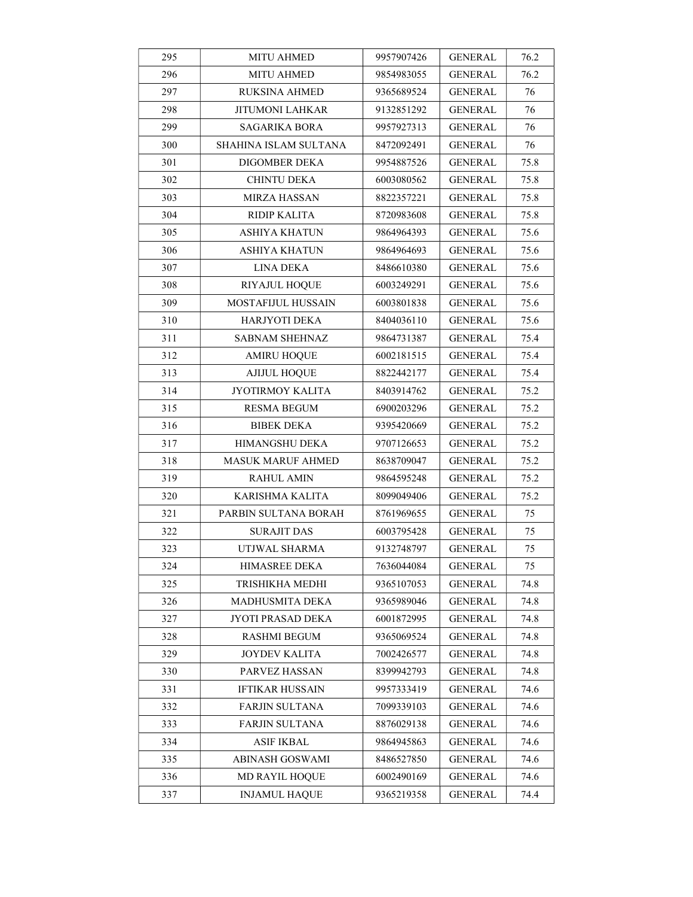| 295 | MITU AHMED | 9957907426 | GENERAL | 76.2 |
|---|---|---|---|---|
| 296 | MITU AHMED | 9854983055 | GENERAL | 76.2 |
| 297 | RUKSINA AHMED | 9365689524 | GENERAL | 76 |
| 298 | JITUMONI LAHKAR | 9132851292 | GENERAL | 76 |
| 299 | SAGARIKA BORA | 9957927313 | GENERAL | 76 |
| 300 | SHAHINA ISLAM SULTANA | 8472092491 | GENERAL | 76 |
| 301 | DIGOMBER DEKA | 9954887526 | GENERAL | 75.8 |
| 302 | CHINTU DEKA | 6003080562 | GENERAL | 75.8 |
| 303 | MIRZA HASSAN | 8822357221 | GENERAL | 75.8 |
| 304 | RIDIP KALITA | 8720983608 | GENERAL | 75.8 |
| 305 | ASHIYA KHATUN | 9864964393 | GENERAL | 75.6 |
| 306 | ASHIYA KHATUN | 9864964693 | GENERAL | 75.6 |
| 307 | LINA DEKA | 8486610380 | GENERAL | 75.6 |
| 308 | RIYAJUL HOQUE | 6003249291 | GENERAL | 75.6 |
| 309 | MOSTAFIJUL HUSSAIN | 6003801838 | GENERAL | 75.6 |
| 310 | HARJYOTI DEKA | 8404036110 | GENERAL | 75.6 |
| 311 | SABNAM SHEHNAZ | 9864731387 | GENERAL | 75.4 |
| 312 | AMIRU HOQUE | 6002181515 | GENERAL | 75.4 |
| 313 | AJIJUL HOQUE | 8822442177 | GENERAL | 75.4 |
| 314 | JYOTIRMOY KALITA | 8403914762 | GENERAL | 75.2 |
| 315 | RESMA BEGUM | 6900203296 | GENERAL | 75.2 |
| 316 | BIBEK DEKA | 9395420669 | GENERAL | 75.2 |
| 317 | HIMANGSHU DEKA | 9707126653 | GENERAL | 75.2 |
| 318 | MASUK MARUF AHMED | 8638709047 | GENERAL | 75.2 |
| 319 | RAHUL AMIN | 9864595248 | GENERAL | 75.2 |
| 320 | KARISHMA KALITA | 8099049406 | GENERAL | 75.2 |
| 321 | PARBIN SULTANA BORAH | 8761969655 | GENERAL | 75 |
| 322 | SURAJIT DAS | 6003795428 | GENERAL | 75 |
| 323 | UTJWAL SHARMA | 9132748797 | GENERAL | 75 |
| 324 | HIMASREE DEKA | 7636044084 | GENERAL | 75 |
| 325 | TRISHIKHA MEDHI | 9365107053 | GENERAL | 74.8 |
| 326 | MADHUSMITA DEKA | 9365989046 | GENERAL | 74.8 |
| 327 | JYOTI PRASAD DEKA | 6001872995 | GENERAL | 74.8 |
| 328 | RASHMI BEGUM | 9365069524 | GENERAL | 74.8 |
| 329 | JOYDEV KALITA | 7002426577 | GENERAL | 74.8 |
| 330 | PARVEZ HASSAN | 8399942793 | GENERAL | 74.8 |
| 331 | IFTIKAR HUSSAIN | 9957333419 | GENERAL | 74.6 |
| 332 | FARJIN SULTANA | 7099339103 | GENERAL | 74.6 |
| 333 | FARJIN SULTANA | 8876029138 | GENERAL | 74.6 |
| 334 | ASIF IKBAL | 9864945863 | GENERAL | 74.6 |
| 335 | ABINASH GOSWAMI | 8486527850 | GENERAL | 74.6 |
| 336 | MD RAYIL HOQUE | 6002490169 | GENERAL | 74.6 |
| 337 | INJAMUL HAQUE | 9365219358 | GENERAL | 74.4 |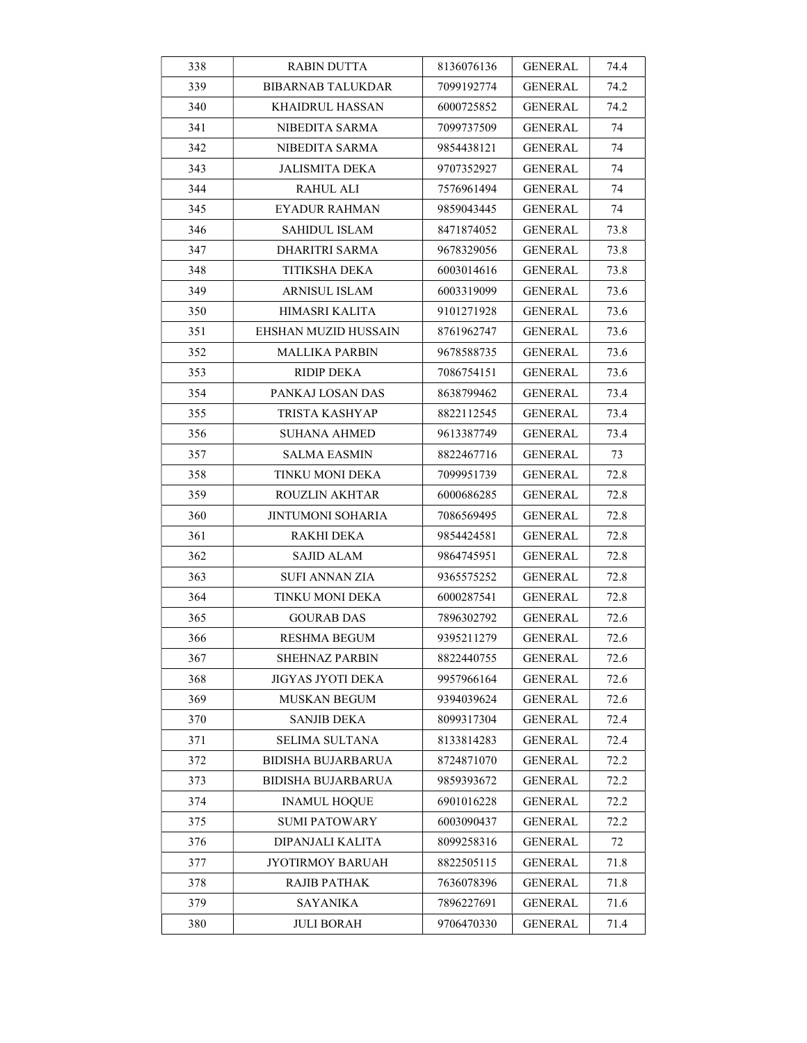| 338 | RABIN DUTTA | 8136076136 | GENERAL | 74.4 |
|---|---|---|---|---|
| 339 | BIBARNAB TALUKDAR | 7099192774 | GENERAL | 74.2 |
| 340 | KHAIDRUL HASSAN | 6000725852 | GENERAL | 74.2 |
| 341 | NIBEDITA SARMA | 7099737509 | GENERAL | 74 |
| 342 | NIBEDITA SARMA | 9854438121 | GENERAL | 74 |
| 343 | JALISMITA DEKA | 9707352927 | GENERAL | 74 |
| 344 | RAHUL ALI | 7576961494 | GENERAL | 74 |
| 345 | EYADUR RAHMAN | 9859043445 | GENERAL | 74 |
| 346 | SAHIDUL ISLAM | 8471874052 | GENERAL | 73.8 |
| 347 | DHARITRI SARMA | 9678329056 | GENERAL | 73.8 |
| 348 | TITIKSHA DEKA | 6003014616 | GENERAL | 73.8 |
| 349 | ARNISUL ISLAM | 6003319099 | GENERAL | 73.6 |
| 350 | HIMASRI KALITA | 9101271928 | GENERAL | 73.6 |
| 351 | EHSHAN MUZID HUSSAIN | 8761962747 | GENERAL | 73.6 |
| 352 | MALLIKA PARBIN | 9678588735 | GENERAL | 73.6 |
| 353 | RIDIP DEKA | 7086754151 | GENERAL | 73.6 |
| 354 | PANKAJ LOSAN DAS | 8638799462 | GENERAL | 73.4 |
| 355 | TRISTA KASHYAP | 8822112545 | GENERAL | 73.4 |
| 356 | SUHANA AHMED | 9613387749 | GENERAL | 73.4 |
| 357 | SALMA EASMIN | 8822467716 | GENERAL | 73 |
| 358 | TINKU MONI DEKA | 7099951739 | GENERAL | 72.8 |
| 359 | ROUZLIN AKHTAR | 6000686285 | GENERAL | 72.8 |
| 360 | JINTUMONI SOHARIA | 7086569495 | GENERAL | 72.8 |
| 361 | RAKHI DEKA | 9854424581 | GENERAL | 72.8 |
| 362 | SAJID ALAM | 9864745951 | GENERAL | 72.8 |
| 363 | SUFI ANNAN ZIA | 9365575252 | GENERAL | 72.8 |
| 364 | TINKU MONI DEKA | 6000287541 | GENERAL | 72.8 |
| 365 | GOURAB DAS | 7896302792 | GENERAL | 72.6 |
| 366 | RESHMA BEGUM | 9395211279 | GENERAL | 72.6 |
| 367 | SHEHNAZ PARBIN | 8822440755 | GENERAL | 72.6 |
| 368 | JIGYAS JYOTI DEKA | 9957966164 | GENERAL | 72.6 |
| 369 | MUSKAN BEGUM | 9394039624 | GENERAL | 72.6 |
| 370 | SANJIB DEKA | 8099317304 | GENERAL | 72.4 |
| 371 | SELIMA SULTANA | 8133814283 | GENERAL | 72.4 |
| 372 | BIDISHA BUJARBARUA | 8724871070 | GENERAL | 72.2 |
| 373 | BIDISHA BUJARBARUA | 9859393672 | GENERAL | 72.2 |
| 374 | INAMUL HOQUE | 6901016228 | GENERAL | 72.2 |
| 375 | SUMI PATOWARY | 6003090437 | GENERAL | 72.2 |
| 376 | DIPANJALI KALITA | 8099258316 | GENERAL | 72 |
| 377 | JYOTIRMOY BARUAH | 8822505115 | GENERAL | 71.8 |
| 378 | RAJIB PATHAK | 7636078396 | GENERAL | 71.8 |
| 379 | SAYANIKA | 7896227691 | GENERAL | 71.6 |
| 380 | JULI BORAH | 9706470330 | GENERAL | 71.4 |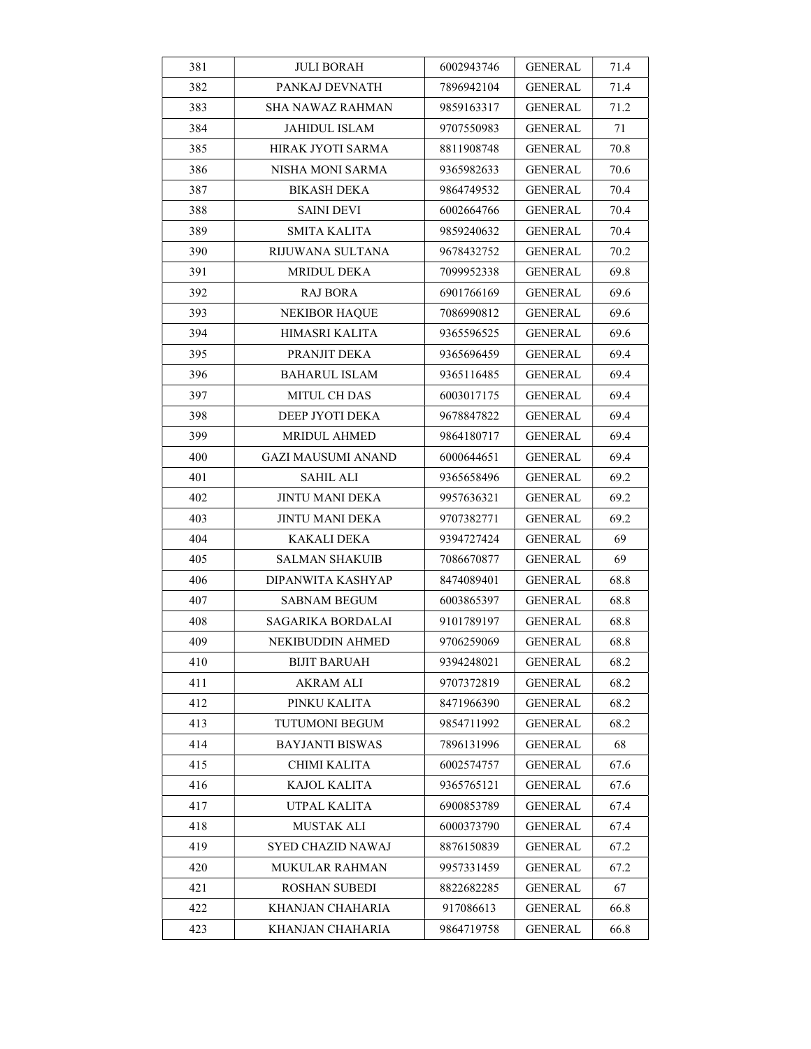| 381 | JULI BORAH | 6002943746 | GENERAL | 71.4 |
|---|---|---|---|---|
| 382 | PANKAJ DEVNATH | 7896942104 | GENERAL | 71.4 |
| 383 | SHA NAWAZ RAHMAN | 9859163317 | GENERAL | 71.2 |
| 384 | JAHIDUL ISLAM | 9707550983 | GENERAL | 71 |
| 385 | HIRAK JYOTI SARMA | 8811908748 | GENERAL | 70.8 |
| 386 | NISHA MONI SARMA | 9365982633 | GENERAL | 70.6 |
| 387 | BIKASH DEKA | 9864749532 | GENERAL | 70.4 |
| 388 | SAINI DEVI | 6002664766 | GENERAL | 70.4 |
| 389 | SMITA KALITA | 9859240632 | GENERAL | 70.4 |
| 390 | RIJUWANA SULTANA | 9678432752 | GENERAL | 70.2 |
| 391 | MRIDUL DEKA | 7099952338 | GENERAL | 69.8 |
| 392 | RAJ BORA | 6901766169 | GENERAL | 69.6 |
| 393 | NEKIBOR HAQUE | 7086990812 | GENERAL | 69.6 |
| 394 | HIMASRI KALITA | 9365596525 | GENERAL | 69.6 |
| 395 | PRANJIT DEKA | 9365696459 | GENERAL | 69.4 |
| 396 | BAHARUL ISLAM | 9365116485 | GENERAL | 69.4 |
| 397 | MITUL CH DAS | 6003017175 | GENERAL | 69.4 |
| 398 | DEEP JYOTI DEKA | 9678847822 | GENERAL | 69.4 |
| 399 | MRIDUL AHMED | 9864180717 | GENERAL | 69.4 |
| 400 | GAZI MAUSUMI ANAND | 6000644651 | GENERAL | 69.4 |
| 401 | SAHIL ALI | 9365658496 | GENERAL | 69.2 |
| 402 | JINTU MANI DEKA | 9957636321 | GENERAL | 69.2 |
| 403 | JINTU MANI DEKA | 9707382771 | GENERAL | 69.2 |
| 404 | KAKALI DEKA | 9394727424 | GENERAL | 69 |
| 405 | SALMAN SHAKUIB | 7086670877 | GENERAL | 69 |
| 406 | DIPANWITA KASHYAP | 8474089401 | GENERAL | 68.8 |
| 407 | SABNAM BEGUM | 6003865397 | GENERAL | 68.8 |
| 408 | SAGARIKA BORDALAI | 9101789197 | GENERAL | 68.8 |
| 409 | NEKIBUDDIN AHMED | 9706259069 | GENERAL | 68.8 |
| 410 | BIJIT BARUAH | 9394248021 | GENERAL | 68.2 |
| 411 | AKRAM ALI | 9707372819 | GENERAL | 68.2 |
| 412 | PINKU KALITA | 8471966390 | GENERAL | 68.2 |
| 413 | TUTUMONI BEGUM | 9854711992 | GENERAL | 68.2 |
| 414 | BAYJANTI BISWAS | 7896131996 | GENERAL | 68 |
| 415 | CHIMI KALITA | 6002574757 | GENERAL | 67.6 |
| 416 | KAJOL KALITA | 9365765121 | GENERAL | 67.6 |
| 417 | UTPAL KALITA | 6900853789 | GENERAL | 67.4 |
| 418 | MUSTAK ALI | 6000373790 | GENERAL | 67.4 |
| 419 | SYED CHAZID NAWAJ | 8876150839 | GENERAL | 67.2 |
| 420 | MUKULAR RAHMAN | 9957331459 | GENERAL | 67.2 |
| 421 | ROSHAN SUBEDI | 8822682285 | GENERAL | 67 |
| 422 | KHANJAN CHAHARIA | 917086613 | GENERAL | 66.8 |
| 423 | KHANJAN CHAHARIA | 9864719758 | GENERAL | 66.8 |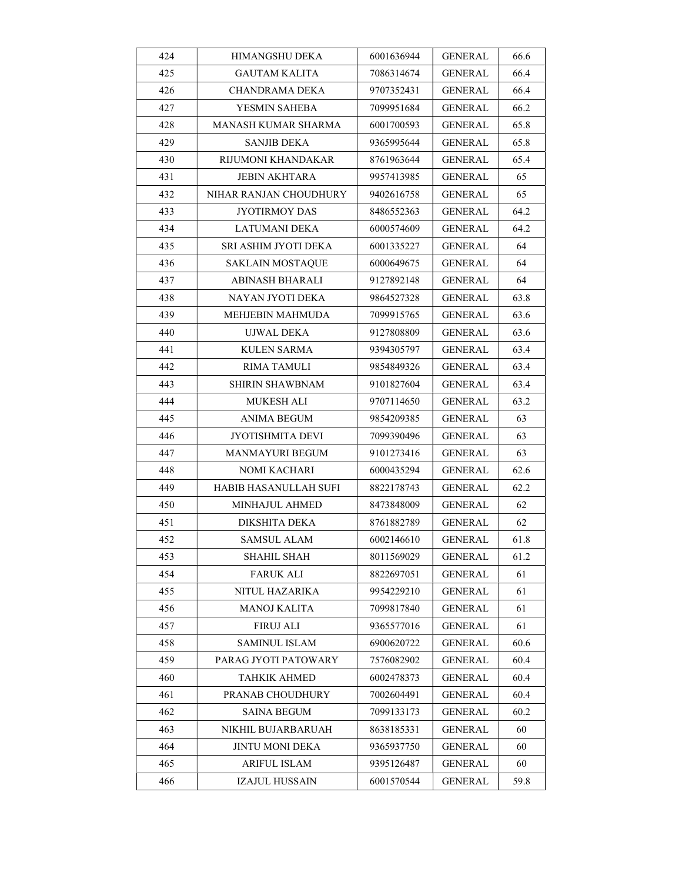| | | | | |
|---|---|---|---|---|
| 424 | HIMANGSHU DEKA | 6001636944 | GENERAL | 66.6 |
| 425 | GAUTAM KALITA | 7086314674 | GENERAL | 66.4 |
| 426 | CHANDRAMA DEKA | 9707352431 | GENERAL | 66.4 |
| 427 | YESMIN SAHEBA | 7099951684 | GENERAL | 66.2 |
| 428 | MANASH KUMAR SHARMA | 6001700593 | GENERAL | 65.8 |
| 429 | SANJIB DEKA | 9365995644 | GENERAL | 65.8 |
| 430 | RIJUMONI KHANDAKAR | 8761963644 | GENERAL | 65.4 |
| 431 | JEBIN AKHTARA | 9957413985 | GENERAL | 65 |
| 432 | NIHAR RANJAN CHOUDHURY | 9402616758 | GENERAL | 65 |
| 433 | JYOTIRMOY DAS | 8486552363 | GENERAL | 64.2 |
| 434 | LATUMANI DEKA | 6000574609 | GENERAL | 64.2 |
| 435 | SRI ASHIM JYOTI DEKA | 6001335227 | GENERAL | 64 |
| 436 | SAKLAIN MOSTAQUE | 6000649675 | GENERAL | 64 |
| 437 | ABINASH BHARALI | 9127892148 | GENERAL | 64 |
| 438 | NAYAN JYOTI DEKA | 9864527328 | GENERAL | 63.8 |
| 439 | MEHJEBIN MAHMUDA | 7099915765 | GENERAL | 63.6 |
| 440 | UJWAL DEKA | 9127808809 | GENERAL | 63.6 |
| 441 | KULEN SARMA | 9394305797 | GENERAL | 63.4 |
| 442 | RIMA TAMULI | 9854849326 | GENERAL | 63.4 |
| 443 | SHIRIN SHAWBNAM | 9101827604 | GENERAL | 63.4 |
| 444 | MUKESH ALI | 9707114650 | GENERAL | 63.2 |
| 445 | ANIMA BEGUM | 9854209385 | GENERAL | 63 |
| 446 | JYOTISHMITA DEVI | 7099390496 | GENERAL | 63 |
| 447 | MANMAYURI BEGUM | 9101273416 | GENERAL | 63 |
| 448 | NOMI KACHARI | 6000435294 | GENERAL | 62.6 |
| 449 | HABIB HASANULLAH SUFI | 8822178743 | GENERAL | 62.2 |
| 450 | MINHAJUL AHMED | 8473848009 | GENERAL | 62 |
| 451 | DIKSHITA DEKA | 8761882789 | GENERAL | 62 |
| 452 | SAMSUL ALAM | 6002146610 | GENERAL | 61.8 |
| 453 | SHAHIL SHAH | 8011569029 | GENERAL | 61.2 |
| 454 | FARUK ALI | 8822697051 | GENERAL | 61 |
| 455 | NITUL HAZARIKA | 9954229210 | GENERAL | 61 |
| 456 | MANOJ KALITA | 7099817840 | GENERAL | 61 |
| 457 | FIRUJ ALI | 9365577016 | GENERAL | 61 |
| 458 | SAMINUL ISLAM | 6900620722 | GENERAL | 60.6 |
| 459 | PARAG JYOTI PATOWARY | 7576082902 | GENERAL | 60.4 |
| 460 | TAHKIK AHMED | 6002478373 | GENERAL | 60.4 |
| 461 | PRANAB CHOUDHURY | 7002604491 | GENERAL | 60.4 |
| 462 | SAINA BEGUM | 7099133173 | GENERAL | 60.2 |
| 463 | NIKHIL BUJARBARUAH | 8638185331 | GENERAL | 60 |
| 464 | JINTU MONI DEKA | 9365937750 | GENERAL | 60 |
| 465 | ARIFUL ISLAM | 9395126487 | GENERAL | 60 |
| 466 | IZAJUL HUSSAIN | 6001570544 | GENERAL | 59.8 |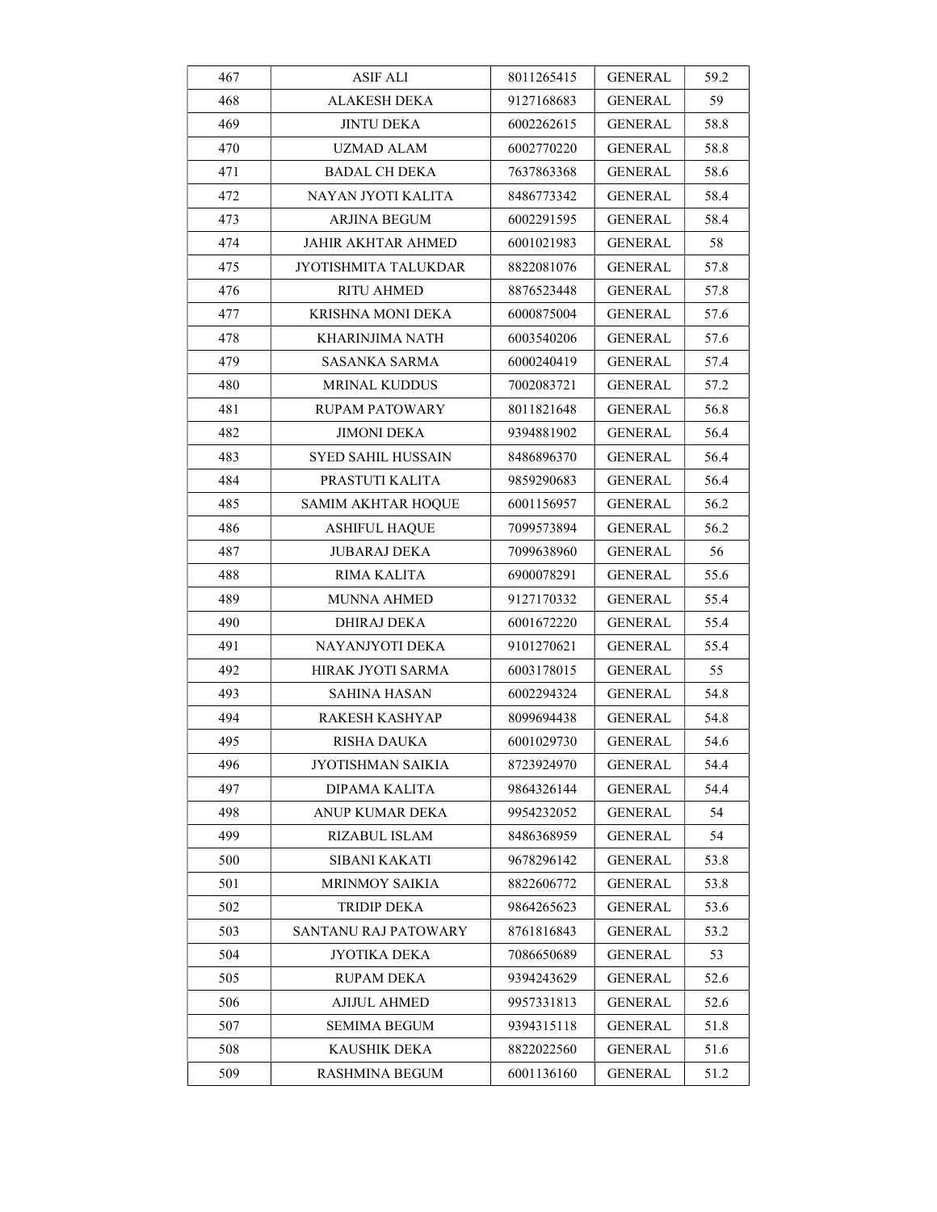| | | | | |
|---|---|---|---|---|
| 467 | ASIF ALI | 8011265415 | GENERAL | 59.2 |
| 468 | ALAKESH DEKA | 9127168683 | GENERAL | 59 |
| 469 | JINTU DEKA | 6002262615 | GENERAL | 58.8 |
| 470 | UZMAD ALAM | 6002770220 | GENERAL | 58.8 |
| 471 | BADAL CH DEKA | 7637863368 | GENERAL | 58.6 |
| 472 | NAYAN JYOTI KALITA | 8486773342 | GENERAL | 58.4 |
| 473 | ARJINA BEGUM | 6002291595 | GENERAL | 58.4 |
| 474 | JAHIR AKHTAR AHMED | 6001021983 | GENERAL | 58 |
| 475 | JYOTISHMITA TALUKDAR | 8822081076 | GENERAL | 57.8 |
| 476 | RITU AHMED | 8876523448 | GENERAL | 57.8 |
| 477 | KRISHNA MONI DEKA | 6000875004 | GENERAL | 57.6 |
| 478 | KHARINJIMA NATH | 6003540206 | GENERAL | 57.6 |
| 479 | SASANKA SARMA | 6000240419 | GENERAL | 57.4 |
| 480 | MRINAL KUDDUS | 7002083721 | GENERAL | 57.2 |
| 481 | RUPAM PATOWARY | 8011821648 | GENERAL | 56.8 |
| 482 | JIMONI DEKA | 9394881902 | GENERAL | 56.4 |
| 483 | SYED SAHIL HUSSAIN | 8486896370 | GENERAL | 56.4 |
| 484 | PRASTUTI KALITA | 9859290683 | GENERAL | 56.4 |
| 485 | SAMIM AKHTAR HOQUE | 6001156957 | GENERAL | 56.2 |
| 486 | ASHIFUL HAQUE | 7099573894 | GENERAL | 56.2 |
| 487 | JUBARAJ DEKA | 7099638960 | GENERAL | 56 |
| 488 | RIMA KALITA | 6900078291 | GENERAL | 55.6 |
| 489 | MUNNA AHMED | 9127170332 | GENERAL | 55.4 |
| 490 | DHIRAJ DEKA | 6001672220 | GENERAL | 55.4 |
| 491 | NAYANJYOTI DEKA | 9101270621 | GENERAL | 55.4 |
| 492 | HIRAK JYOTI SARMA | 6003178015 | GENERAL | 55 |
| 493 | SAHINA HASAN | 6002294324 | GENERAL | 54.8 |
| 494 | RAKESH KASHYAP | 8099694438 | GENERAL | 54.8 |
| 495 | RISHA DAUKA | 6001029730 | GENERAL | 54.6 |
| 496 | JYOTISHMAN SAIKIA | 8723924970 | GENERAL | 54.4 |
| 497 | DIPAMA KALITA | 9864326144 | GENERAL | 54.4 |
| 498 | ANUP KUMAR DEKA | 9954232052 | GENERAL | 54 |
| 499 | RIZABUL ISLAM | 8486368959 | GENERAL | 54 |
| 500 | SIBANI KAKATI | 9678296142 | GENERAL | 53.8 |
| 501 | MRINMOY SAIKIA | 8822606772 | GENERAL | 53.8 |
| 502 | TRIDIP DEKA | 9864265623 | GENERAL | 53.6 |
| 503 | SANTANU RAJ PATOWARY | 8761816843 | GENERAL | 53.2 |
| 504 | JYOTIKA DEKA | 7086650689 | GENERAL | 53 |
| 505 | RUPAM DEKA | 9394243629 | GENERAL | 52.6 |
| 506 | AJIJUL AHMED | 9957331813 | GENERAL | 52.6 |
| 507 | SEMIMA BEGUM | 9394315118 | GENERAL | 51.8 |
| 508 | KAUSHIK DEKA | 8822022560 | GENERAL | 51.6 |
| 509 | RASHMINA BEGUM | 6001136160 | GENERAL | 51.2 |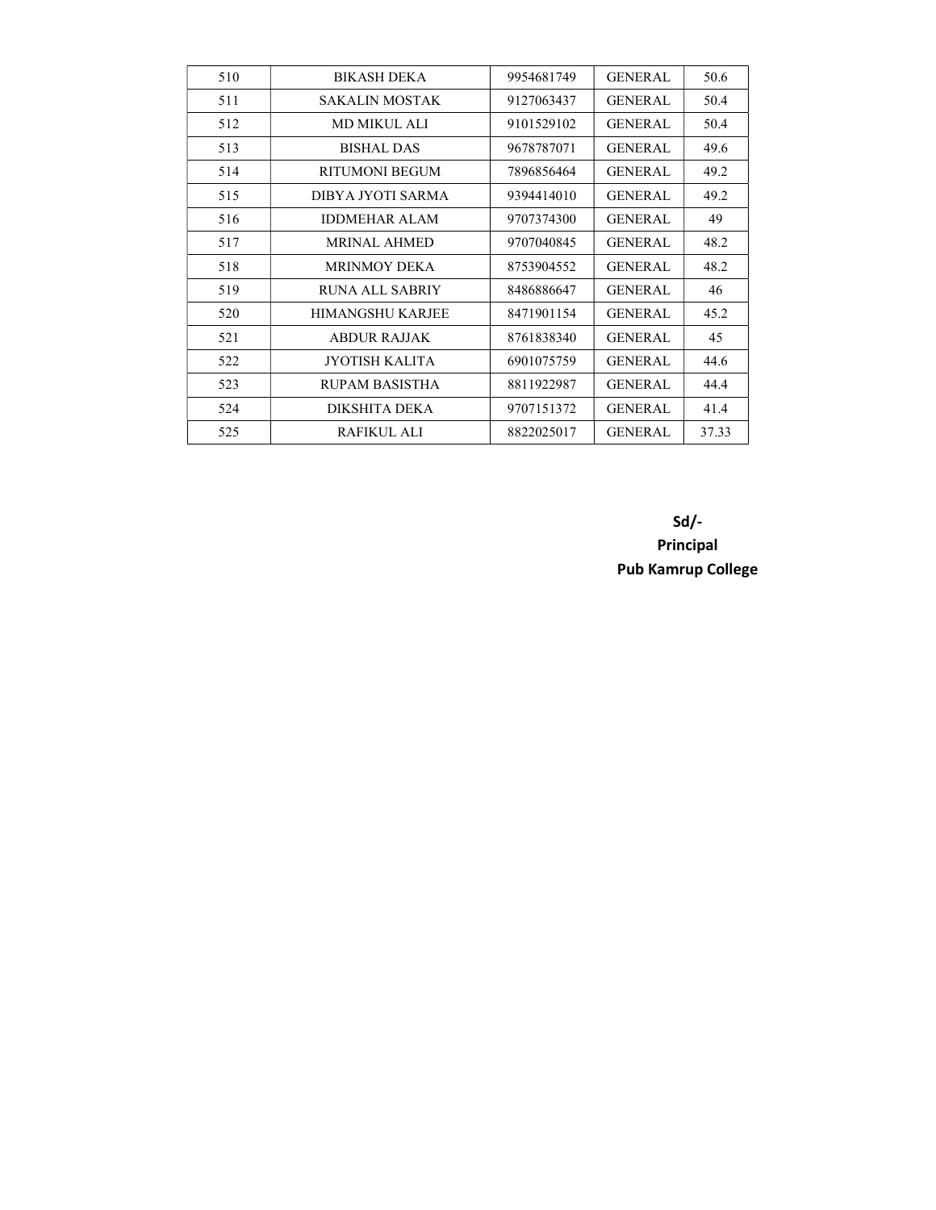| | | | | |
|---|---|---|---|---|
| 510 | BIKASH DEKA | 9954681749 | GENERAL | 50.6 |
| 511 | SAKALIN MOSTAK | 9127063437 | GENERAL | 50.4 |
| 512 | MD MIKUL ALI | 9101529102 | GENERAL | 50.4 |
| 513 | BISHAL DAS | 9678787071 | GENERAL | 49.6 |
| 514 | RITUMONI BEGUM | 7896856464 | GENERAL | 49.2 |
| 515 | DIBYA JYOTI SARMA | 9394414010 | GENERAL | 49.2 |
| 516 | IDDMEHAR ALAM | 9707374300 | GENERAL | 49 |
| 517 | MRINAL AHMED | 9707040845 | GENERAL | 48.2 |
| 518 | MRINMOY DEKA | 8753904552 | GENERAL | 48.2 |
| 519 | RUNA ALL SABRIY | 8486886647 | GENERAL | 46 |
| 520 | HIMANGSHU KARJEE | 8471901154 | GENERAL | 45.2 |
| 521 | ABDUR RAJJAK | 8761838340 | GENERAL | 45 |
| 522 | JYOTISH KALITA | 6901075759 | GENERAL | 44.6 |
| 523 | RUPAM BASISTHA | 8811922987 | GENERAL | 44.4 |
| 524 | DIKSHITA DEKA | 9707151372 | GENERAL | 41.4 |
| 525 | RAFIKUL ALI | 8822025017 | GENERAL | 37.33 |

**Sd/-**
**Principal**
**Pub Kamrup College**